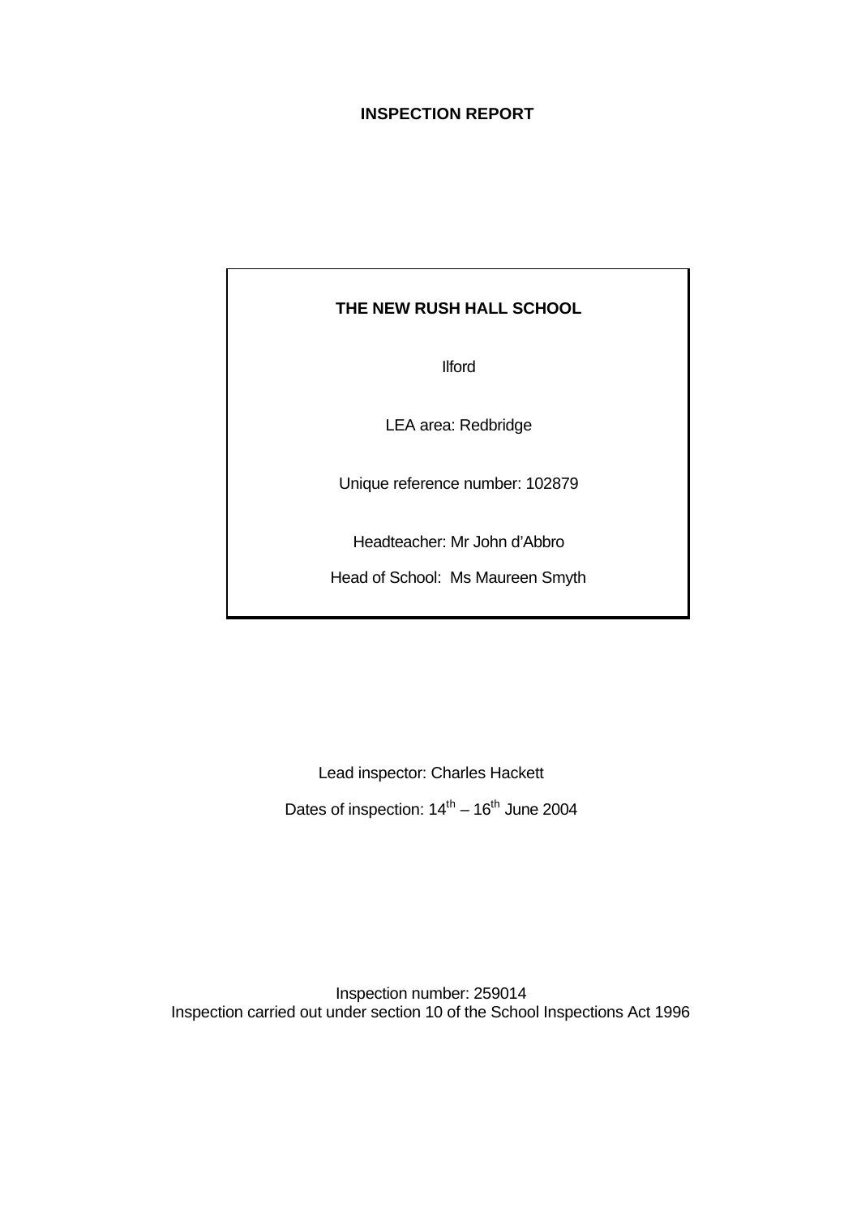# INSPECTION REPORT

**THE NEW RUSH HALL SCHOOL**

Ilford

LEA area: Redbridge

Unique reference number: 102879

Headteacher: Mr John d'Abbro

Head of School: Ms Maureen Smyth

Lead inspector: Charles Hackett

Dates of inspection: 14th – 16th June 2004

Inspection number: 259014

Inspection carried out under section 10 of the School Inspections Act 1996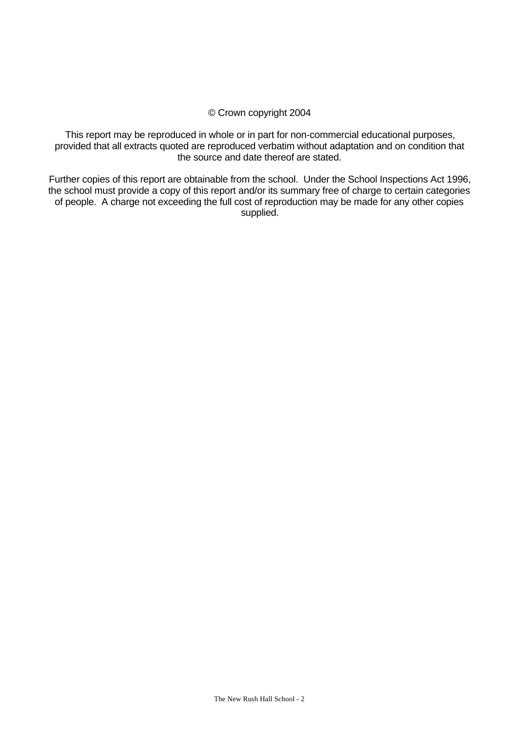© Crown copyright 2004

This report may be reproduced in whole or in part for non-commercial educational purposes, provided that all extracts quoted are reproduced verbatim without adaptation and on condition that the source and date thereof are stated.

Further copies of this report are obtainable from the school. Under the School Inspections Act 1996, the school must provide a copy of this report and/or its summary free of charge to certain categories of people. A charge not exceeding the full cost of reproduction may be made for any other copies supplied.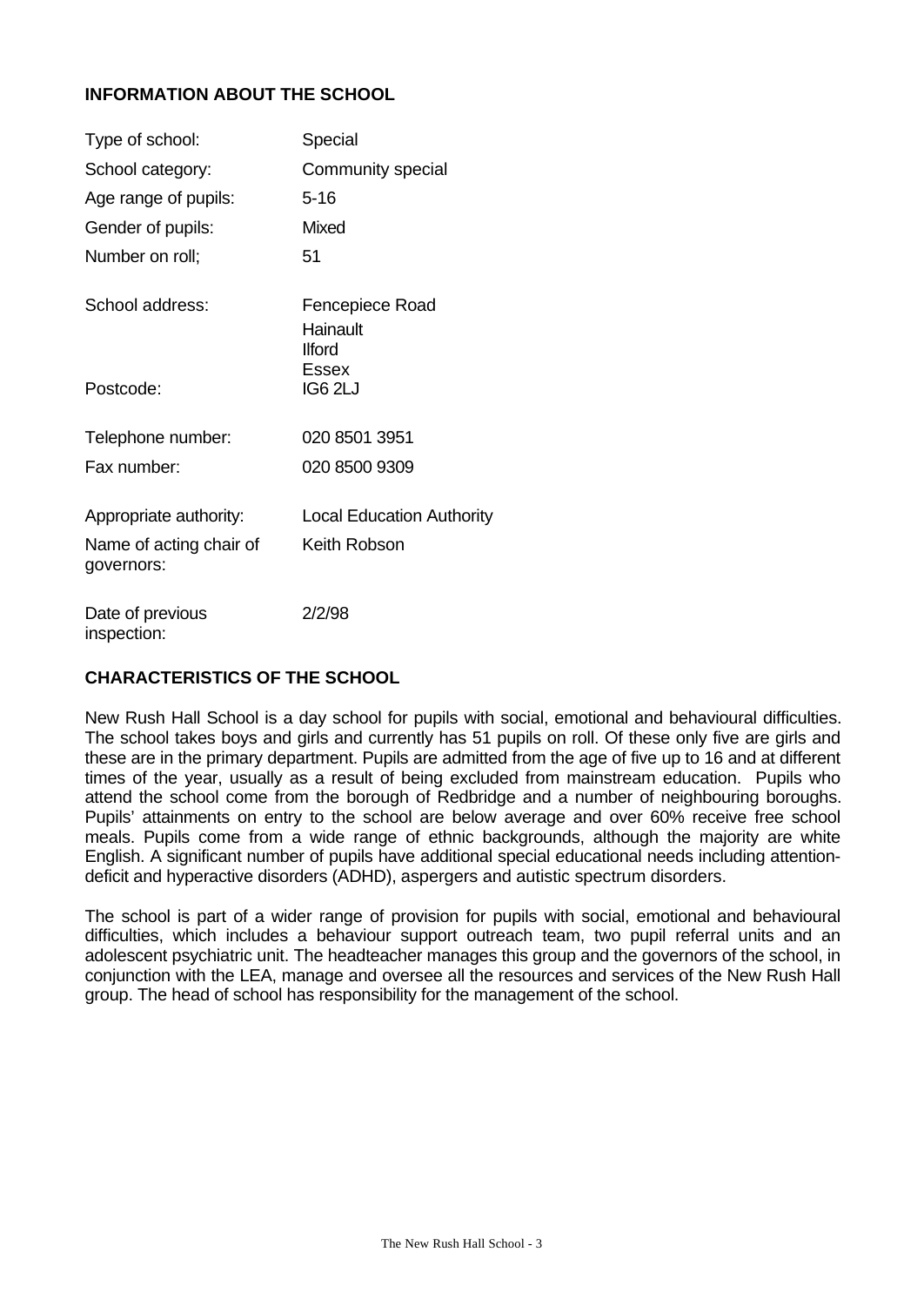## INFORMATION ABOUT THE SCHOOL

| | |
|---|---|
| Type of school: | Special |
| School category: | Community special |
| Age range of pupils: | 5-16 |
| Gender of pupils: | Mixed |
| Number on roll; | 51 |
| School address: | Fencepiece Road<br>Hainault<br>Ilford<br>Essex |
| Postcode: | IG6 2LJ |
| Telephone number: | 020 8501 3951 |
| Fax number: | 020 8500 9309 |
| Appropriate authority: | Local Education Authority |
| Name of acting chair of governors: | Keith Robson |
| Date of previous inspection: | 2/2/98 |

## CHARACTERISTICS OF THE SCHOOL

New Rush Hall School is a day school for pupils with social, emotional and behavioural difficulties. The school takes boys and girls and currently has 51 pupils on roll. Of these only five are girls and these are in the primary department. Pupils are admitted from the age of five up to 16 and at different times of the year, usually as a result of being excluded from mainstream education. Pupils who attend the school come from the borough of Redbridge and a number of neighbouring boroughs. Pupils' attainments on entry to the school are below average and over 60% receive free school meals. Pupils come from a wide range of ethnic backgrounds, although the majority are white English. A significant number of pupils have additional special educational needs including attention-deficit and hyperactive disorders (ADHD), aspergers and autistic spectrum disorders.

The school is part of a wider range of provision for pupils with social, emotional and behavioural difficulties, which includes a behaviour support outreach team, two pupil referral units and an adolescent psychiatric unit. The headteacher manages this group and the governors of the school, in conjunction with the LEA, manage and oversee all the resources and services of the New Rush Hall group. The head of school has responsibility for the management of the school.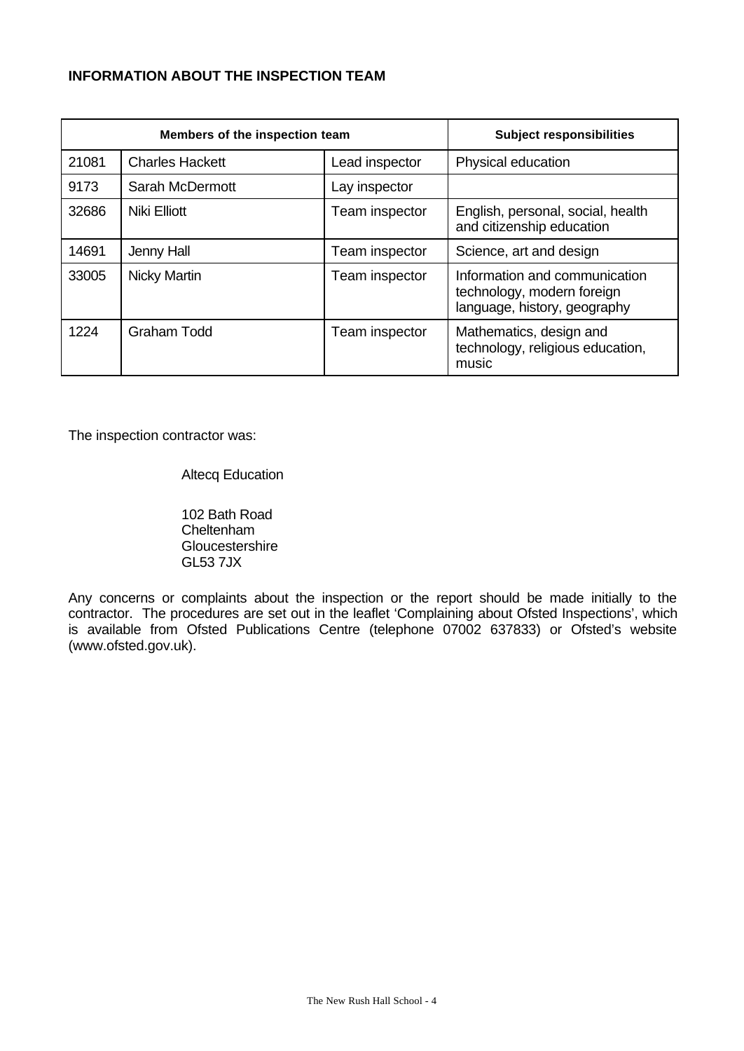**INFORMATION ABOUT THE INSPECTION TEAM**

| Members of the inspection team | | | Subject responsibilities |
|---|---|---|---|
| 21081 | Charles Hackett | Lead inspector | Physical education |
| 9173 | Sarah McDermott | Lay inspector | |
| 32686 | Niki Elliott | Team inspector | English, personal, social, health and citizenship education |
| 14691 | Jenny Hall | Team inspector | Science, art and design |
| 33005 | Nicky Martin | Team inspector | Information and communication technology, modern foreign language, history, geography |
| 1224 | Graham Todd | Team inspector | Mathematics, design and technology, religious education, music |

The inspection contractor was:

Altecq Education

102 Bath Road
Cheltenham
Gloucestershire
GL53 7JX

Any concerns or complaints about the inspection or the report should be made initially to the contractor. The procedures are set out in the leaflet 'Complaining about Ofsted Inspections', which is available from Ofsted Publications Centre (telephone 07002 637833) or Ofsted's website (www.ofsted.gov.uk).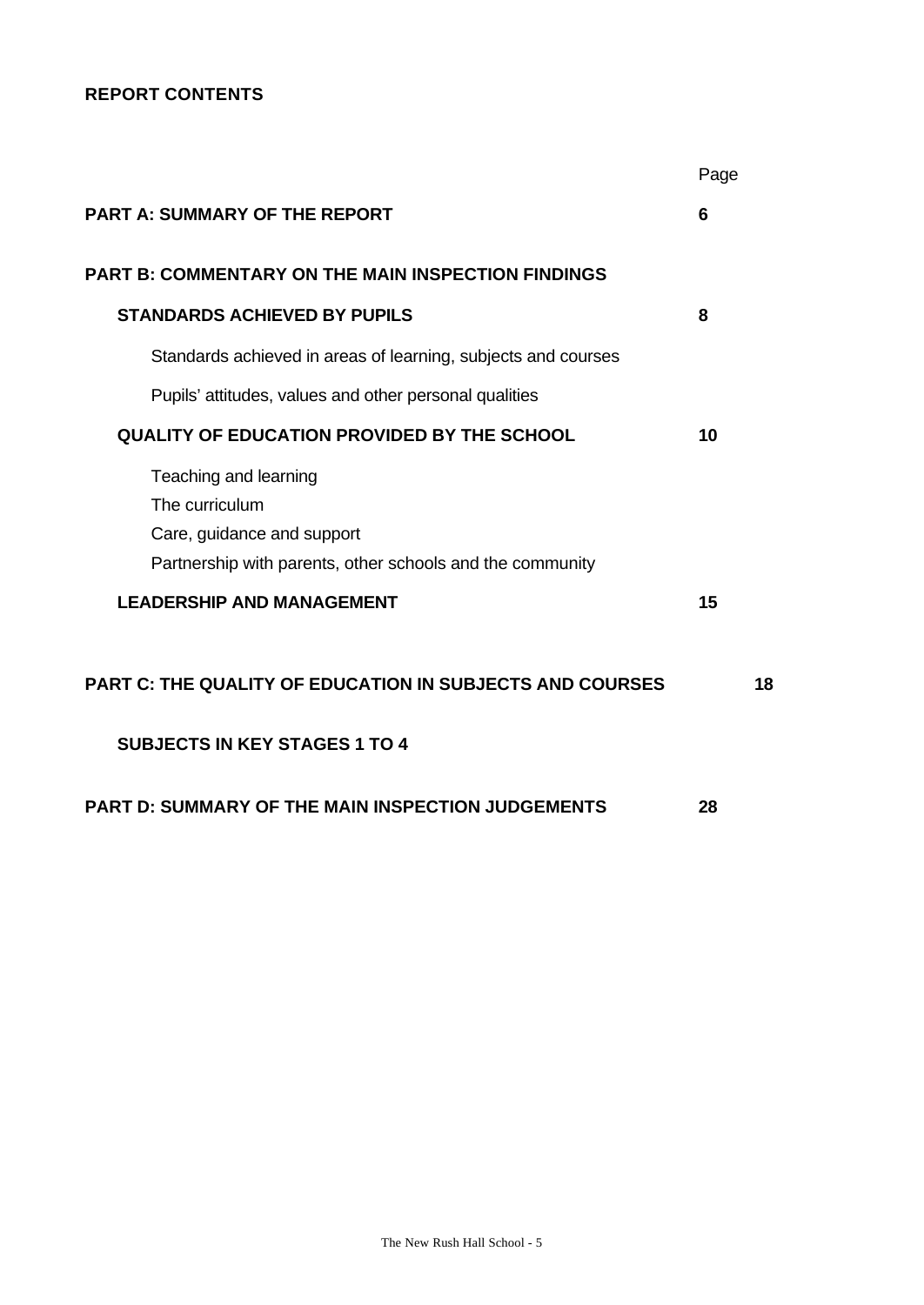**REPORT CONTENTS**

| | Page |
|---|---|
| **PART A: SUMMARY OF THE REPORT** | **6** |
| **PART B: COMMENTARY ON THE MAIN INSPECTION FINDINGS** | |
| **STANDARDS ACHIEVED BY PUPILS** | **8** |
| Standards achieved in areas of learning, subjects and courses | |
| Pupils' attitudes, values and other personal qualities | |
| **QUALITY OF EDUCATION PROVIDED BY THE SCHOOL** | **10** |
| Teaching and learning | |
| The curriculum | |
| Care, guidance and support | |
| Partnership with parents, other schools and the community | |
| **LEADERSHIP AND MANAGEMENT** | **15** |
| **PART C: THE QUALITY OF EDUCATION IN SUBJECTS AND COURSES** | **18** |
| **SUBJECTS IN KEY STAGES 1 TO 4** | |
| **PART D: SUMMARY OF THE MAIN INSPECTION JUDGEMENTS** | **28** |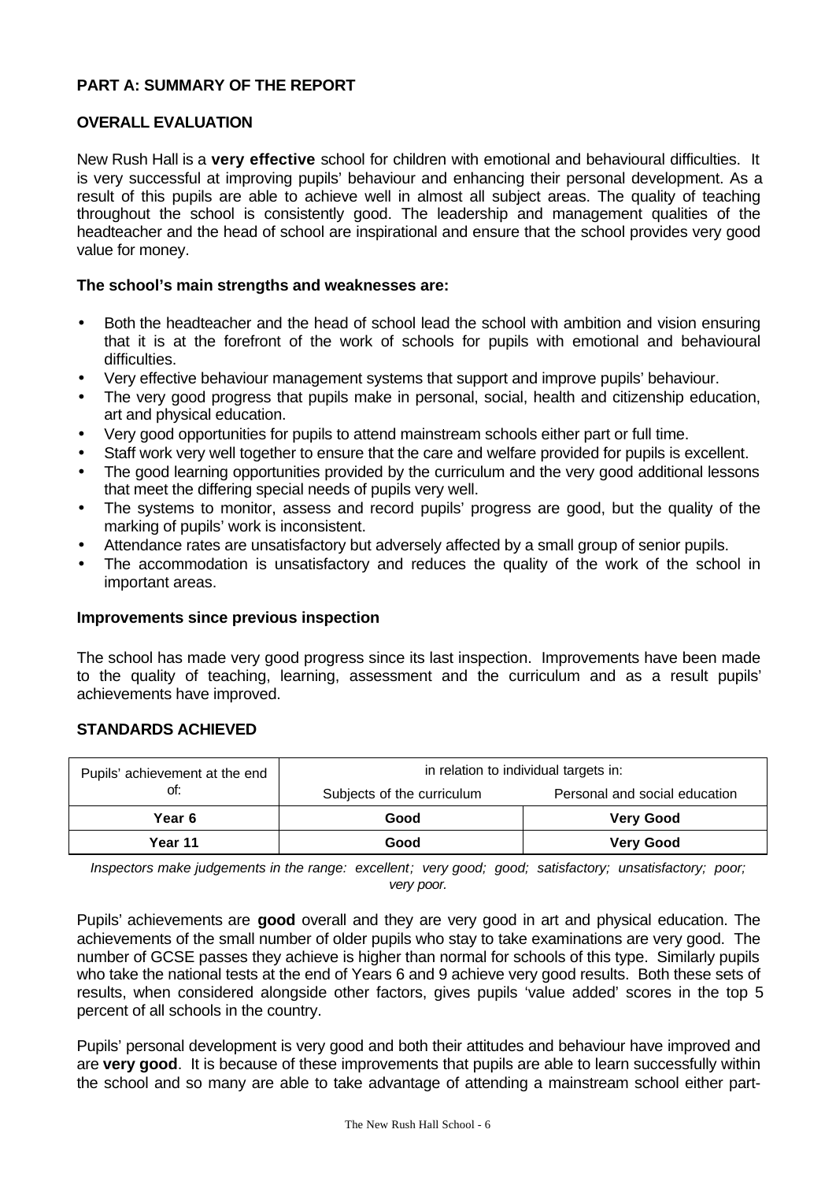## PART A: SUMMARY OF THE REPORT

### OVERALL EVALUATION

New Rush Hall is a **very effective** school for children with emotional and behavioural difficulties. It is very successful at improving pupils' behaviour and enhancing their personal development. As a result of this pupils are able to achieve well in almost all subject areas. The quality of teaching throughout the school is consistently good. The leadership and management qualities of the headteacher and the head of school are inspirational and ensure that the school provides very good value for money.

**The school's main strengths and weaknesses are:**

- Both the headteacher and the head of school lead the school with ambition and vision ensuring that it is at the forefront of the work of schools for pupils with emotional and behavioural difficulties.
- Very effective behaviour management systems that support and improve pupils' behaviour.
- The very good progress that pupils make in personal, social, health and citizenship education, art and physical education.
- Very good opportunities for pupils to attend mainstream schools either part or full time.
- Staff work very well together to ensure that the care and welfare provided for pupils is excellent.
- The good learning opportunities provided by the curriculum and the very good additional lessons that meet the differing special needs of pupils very well.
- The systems to monitor, assess and record pupils' progress are good, but the quality of the marking of pupils' work is inconsistent.
- Attendance rates are unsatisfactory but adversely affected by a small group of senior pupils.
- The accommodation is unsatisfactory and reduces the quality of the work of the school in important areas.

**Improvements since previous inspection**

The school has made very good progress since its last inspection. Improvements have been made to the quality of teaching, learning, assessment and the curriculum and as a result pupils' achievements have improved.

### STANDARDS ACHIEVED

| Pupils' achievement at the end of: | in relation to individual targets in: | |
|---|---|---|
| | Subjects of the curriculum | Personal and social education |
| **Year 6** | **Good** | **Very Good** |
| **Year 11** | **Good** | **Very Good** |

*Inspectors make judgements in the range: excellent; very good; good; satisfactory; unsatisfactory; poor; very poor.*

Pupils' achievements are **good** overall and they are very good in art and physical education. The achievements of the small number of older pupils who stay to take examinations are very good. The number of GCSE passes they achieve is higher than normal for schools of this type. Similarly pupils who take the national tests at the end of Years 6 and 9 achieve very good results. Both these sets of results, when considered alongside other factors, gives pupils 'value added' scores in the top 5 percent of all schools in the country.

Pupils' personal development is very good and both their attitudes and behaviour have improved and are **very good**. It is because of these improvements that pupils are able to learn successfully within the school and so many are able to take advantage of attending a mainstream school either part-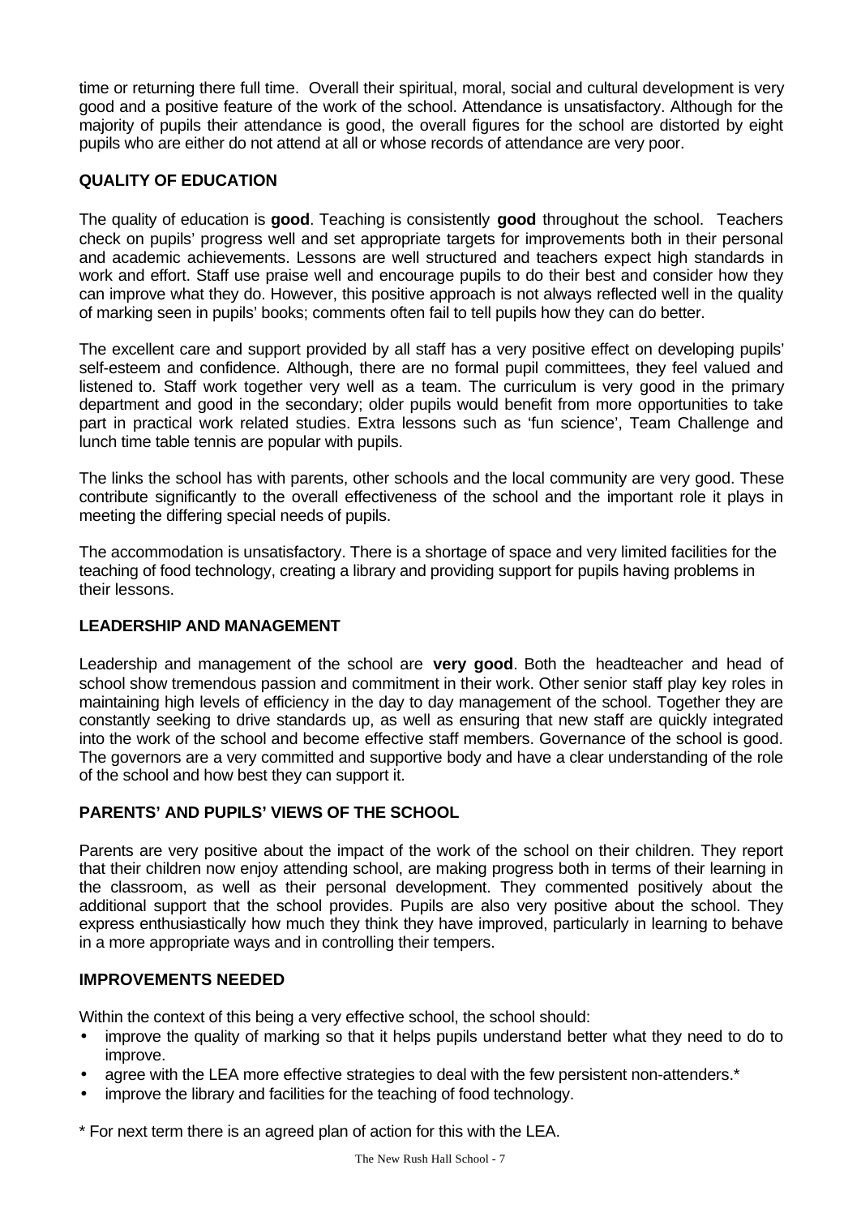time or returning there full time. Overall their spiritual, moral, social and cultural development is very good and a positive feature of the work of the school. Attendance is unsatisfactory. Although for the majority of pupils their attendance is good, the overall figures for the school are distorted by eight pupils who are either do not attend at all or whose records of attendance are very poor.

## QUALITY OF EDUCATION

The quality of education is **good**. Teaching is consistently **good** throughout the school. Teachers check on pupils' progress well and set appropriate targets for improvements both in their personal and academic achievements. Lessons are well structured and teachers expect high standards in work and effort. Staff use praise well and encourage pupils to do their best and consider how they can improve what they do. However, this positive approach is not always reflected well in the quality of marking seen in pupils' books; comments often fail to tell pupils how they can do better.

The excellent care and support provided by all staff has a very positive effect on developing pupils' self-esteem and confidence. Although, there are no formal pupil committees, they feel valued and listened to. Staff work together very well as a team. The curriculum is very good in the primary department and good in the secondary; older pupils would benefit from more opportunities to take part in practical work related studies. Extra lessons such as 'fun science', Team Challenge and lunch time table tennis are popular with pupils.

The links the school has with parents, other schools and the local community are very good. These contribute significantly to the overall effectiveness of the school and the important role it plays in meeting the differing special needs of pupils.

The accommodation is unsatisfactory. There is a shortage of space and very limited facilities for the teaching of food technology, creating a library and providing support for pupils having problems in their lessons.

## LEADERSHIP AND MANAGEMENT

Leadership and management of the school are **very good**. Both the headteacher and head of school show tremendous passion and commitment in their work. Other senior staff play key roles in maintaining high levels of efficiency in the day to day management of the school. Together they are constantly seeking to drive standards up, as well as ensuring that new staff are quickly integrated into the work of the school and become effective staff members. Governance of the school is good. The governors are a very committed and supportive body and have a clear understanding of the role of the school and how best they can support it.

## PARENTS' AND PUPILS' VIEWS OF THE SCHOOL

Parents are very positive about the impact of the work of the school on their children. They report that their children now enjoy attending school, are making progress both in terms of their learning in the classroom, as well as their personal development. They commented positively about the additional support that the school provides. Pupils are also very positive about the school. They express enthusiastically how much they think they have improved, particularly in learning to behave in a more appropriate ways and in controlling their tempers.

## IMPROVEMENTS NEEDED

Within the context of this being a very effective school, the school should:

- improve the quality of marking so that it helps pupils understand better what they need to do to improve.
- agree with the LEA more effective strategies to deal with the few persistent non-attenders.*
- improve the library and facilities for the teaching of food technology.

* For next term there is an agreed plan of action for this with the LEA.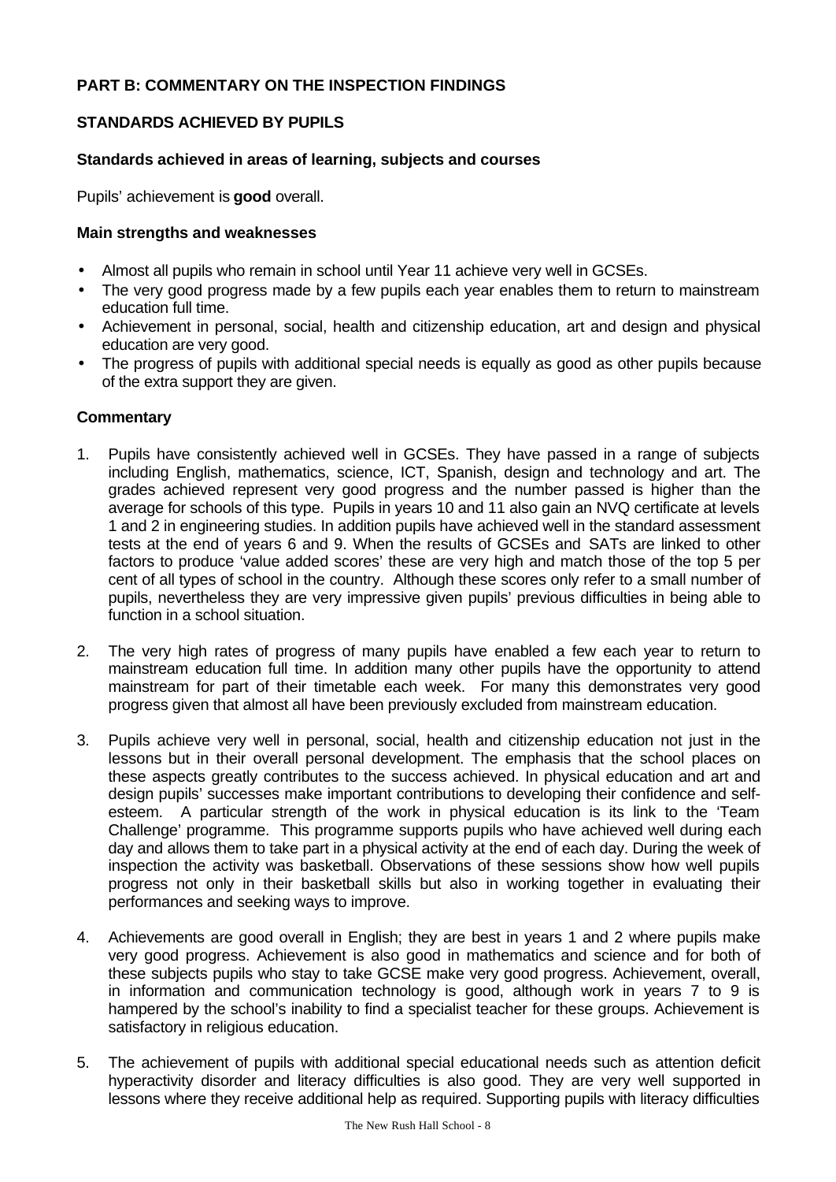## PART B: COMMENTARY ON THE INSPECTION FINDINGS

### STANDARDS ACHIEVED BY PUPILS

#### Standards achieved in areas of learning, subjects and courses

Pupils' achievement is **good** overall.

#### Main strengths and weaknesses

- Almost all pupils who remain in school until Year 11 achieve very well in GCSEs.
- The very good progress made by a few pupils each year enables them to return to mainstream education full time.
- Achievement in personal, social, health and citizenship education, art and design and physical education are very good.
- The progress of pupils with additional special needs is equally as good as other pupils because of the extra support they are given.

#### Commentary

1. Pupils have consistently achieved well in GCSEs. They have passed in a range of subjects including English, mathematics, science, ICT, Spanish, design and technology and art. The grades achieved represent very good progress and the number passed is higher than the average for schools of this type. Pupils in years 10 and 11 also gain an NVQ certificate at levels 1 and 2 in engineering studies. In addition pupils have achieved well in the standard assessment tests at the end of years 6 and 9. When the results of GCSEs and SATs are linked to other factors to produce 'value added scores' these are very high and match those of the top 5 per cent of all types of school in the country. Although these scores only refer to a small number of pupils, nevertheless they are very impressive given pupils' previous difficulties in being able to function in a school situation.

2. The very high rates of progress of many pupils have enabled a few each year to return to mainstream education full time. In addition many other pupils have the opportunity to attend mainstream for part of their timetable each week. For many this demonstrates very good progress given that almost all have been previously excluded from mainstream education.

3. Pupils achieve very well in personal, social, health and citizenship education not just in the lessons but in their overall personal development. The emphasis that the school places on these aspects greatly contributes to the success achieved. In physical education and art and design pupils' successes make important contributions to developing their confidence and self-esteem. A particular strength of the work in physical education is its link to the 'Team Challenge' programme. This programme supports pupils who have achieved well during each day and allows them to take part in a physical activity at the end of each day. During the week of inspection the activity was basketball. Observations of these sessions show how well pupils progress not only in their basketball skills but also in working together in evaluating their performances and seeking ways to improve.

4. Achievements are good overall in English; they are best in years 1 and 2 where pupils make very good progress. Achievement is also good in mathematics and science and for both of these subjects pupils who stay to take GCSE make very good progress. Achievement, overall, in information and communication technology is good, although work in years 7 to 9 is hampered by the school's inability to find a specialist teacher for these groups. Achievement is satisfactory in religious education.

5. The achievement of pupils with additional special educational needs such as attention deficit hyperactivity disorder and literacy difficulties is also good. They are very well supported in lessons where they receive additional help as required. Supporting pupils with literacy difficulties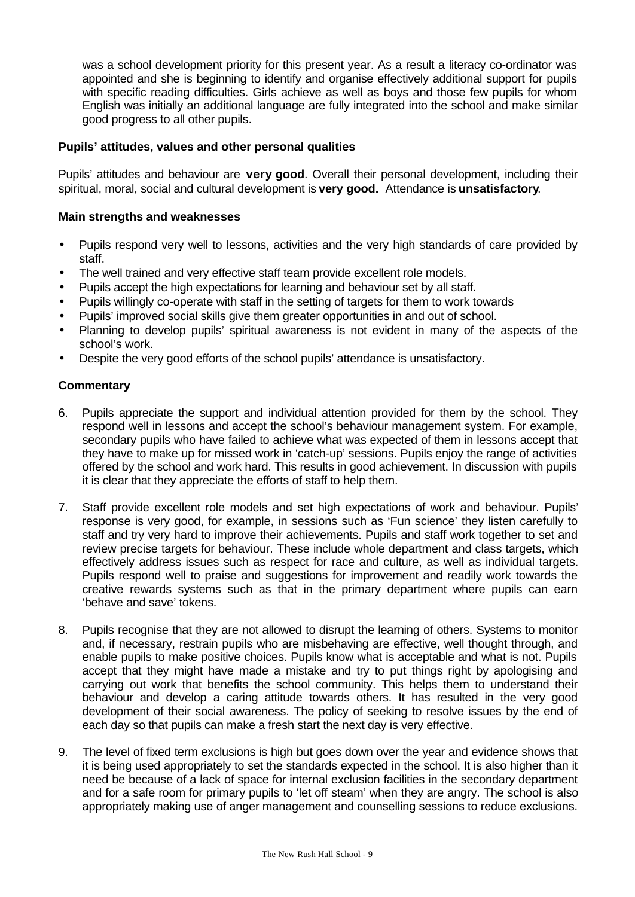was a school development priority for this present year. As a result a literacy co-ordinator was appointed and she is beginning to identify and organise effectively additional support for pupils with specific reading difficulties. Girls achieve as well as boys and those few pupils for whom English was initially an additional language are fully integrated into the school and make similar good progress to all other pupils.

### Pupils' attitudes, values and other personal qualities

Pupils' attitudes and behaviour are **very good**. Overall their personal development, including their spiritual, moral, social and cultural development is **very good.** Attendance is **unsatisfactory**.

#### Main strengths and weaknesses

- Pupils respond very well to lessons, activities and the very high standards of care provided by staff.
- The well trained and very effective staff team provide excellent role models.
- Pupils accept the high expectations for learning and behaviour set by all staff.
- Pupils willingly co-operate with staff in the setting of targets for them to work towards
- Pupils' improved social skills give them greater opportunities in and out of school.
- Planning to develop pupils' spiritual awareness is not evident in many of the aspects of the school's work.
- Despite the very good efforts of the school pupils' attendance is unsatisfactory.

#### Commentary

6. Pupils appreciate the support and individual attention provided for them by the school. They respond well in lessons and accept the school's behaviour management system. For example, secondary pupils who have failed to achieve what was expected of them in lessons accept that they have to make up for missed work in 'catch-up' sessions. Pupils enjoy the range of activities offered by the school and work hard. This results in good achievement. In discussion with pupils it is clear that they appreciate the efforts of staff to help them.

7. Staff provide excellent role models and set high expectations of work and behaviour. Pupils' response is very good, for example, in sessions such as 'Fun science' they listen carefully to staff and try very hard to improve their achievements. Pupils and staff work together to set and review precise targets for behaviour. These include whole department and class targets, which effectively address issues such as respect for race and culture, as well as individual targets. Pupils respond well to praise and suggestions for improvement and readily work towards the creative rewards systems such as that in the primary department where pupils can earn 'behave and save' tokens.

8. Pupils recognise that they are not allowed to disrupt the learning of others. Systems to monitor and, if necessary, restrain pupils who are misbehaving are effective, well thought through, and enable pupils to make positive choices. Pupils know what is acceptable and what is not. Pupils accept that they might have made a mistake and try to put things right by apologising and carrying out work that benefits the school community. This helps them to understand their behaviour and develop a caring attitude towards others. It has resulted in the very good development of their social awareness. The policy of seeking to resolve issues by the end of each day so that pupils can make a fresh start the next day is very effective.

9. The level of fixed term exclusions is high but goes down over the year and evidence shows that it is being used appropriately to set the standards expected in the school. It is also higher than it need be because of a lack of space for internal exclusion facilities in the secondary department and for a safe room for primary pupils to 'let off steam' when they are angry. The school is also appropriately making use of anger management and counselling sessions to reduce exclusions.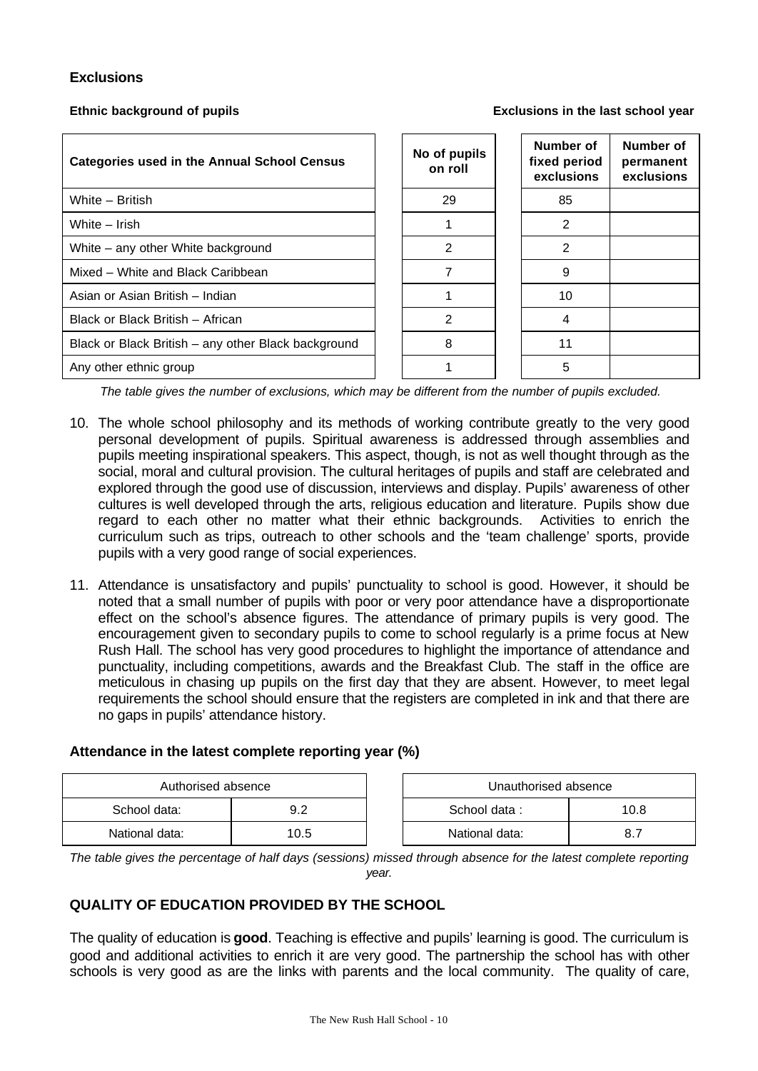### Exclusions

**Ethnic background of pupils** **Exclusions in the last school year**

| Categories used in the Annual School Census | No of pupils on roll | Number of fixed period exclusions | Number of permanent exclusions |
|---|---|---|---|
| White – British | 29 | 85 | |
| White – Irish | 1 | 2 | |
| White – any other White background | 2 | 2 | |
| Mixed – White and Black Caribbean | 7 | 9 | |
| Asian or Asian British – Indian | 1 | 10 | |
| Black or Black British – African | 2 | 4 | |
| Black or Black British – any other Black background | 8 | 11 | |
| Any other ethnic group | 1 | 5 | |

*The table gives the number of exclusions, which may be different from the number of pupils excluded.*

10. The whole school philosophy and its methods of working contribute greatly to the very good personal development of pupils. Spiritual awareness is addressed through assemblies and pupils meeting inspirational speakers. This aspect, though, is not as well thought through as the social, moral and cultural provision. The cultural heritages of pupils and staff are celebrated and explored through the good use of discussion, interviews and display. Pupils' awareness of other cultures is well developed through the arts, religious education and literature. Pupils show due regard to each other no matter what their ethnic backgrounds. Activities to enrich the curriculum such as trips, outreach to other schools and the 'team challenge' sports, provide pupils with a very good range of social experiences.

11. Attendance is unsatisfactory and pupils' punctuality to school is good. However, it should be noted that a small number of pupils with poor or very poor attendance have a disproportionate effect on the school's absence figures. The attendance of primary pupils is very good. The encouragement given to secondary pupils to come to school regularly is a prime focus at New Rush Hall. The school has very good procedures to highlight the importance of attendance and punctuality, including competitions, awards and the Breakfast Club. The staff in the office are meticulous in chasing up pupils on the first day that they are absent. However, to meet legal requirements the school should ensure that the registers are completed in ink and that there are no gaps in pupils' attendance history.

### Attendance in the latest complete reporting year (%)

| Authorised absence | |
|---|---|
| School data: | 9.2 |
| National data: | 10.5 |

| Unauthorised absence | |
|---|---|
| School data : | 10.8 |
| National data: | 8.7 |

*The table gives the percentage of half days (sessions) missed through absence for the latest complete reporting year.*

## QUALITY OF EDUCATION PROVIDED BY THE SCHOOL

The quality of education is **good**. Teaching is effective and pupils' learning is good. The curriculum is good and additional activities to enrich it are very good. The partnership the school has with other schools is very good as are the links with parents and the local community. The quality of care,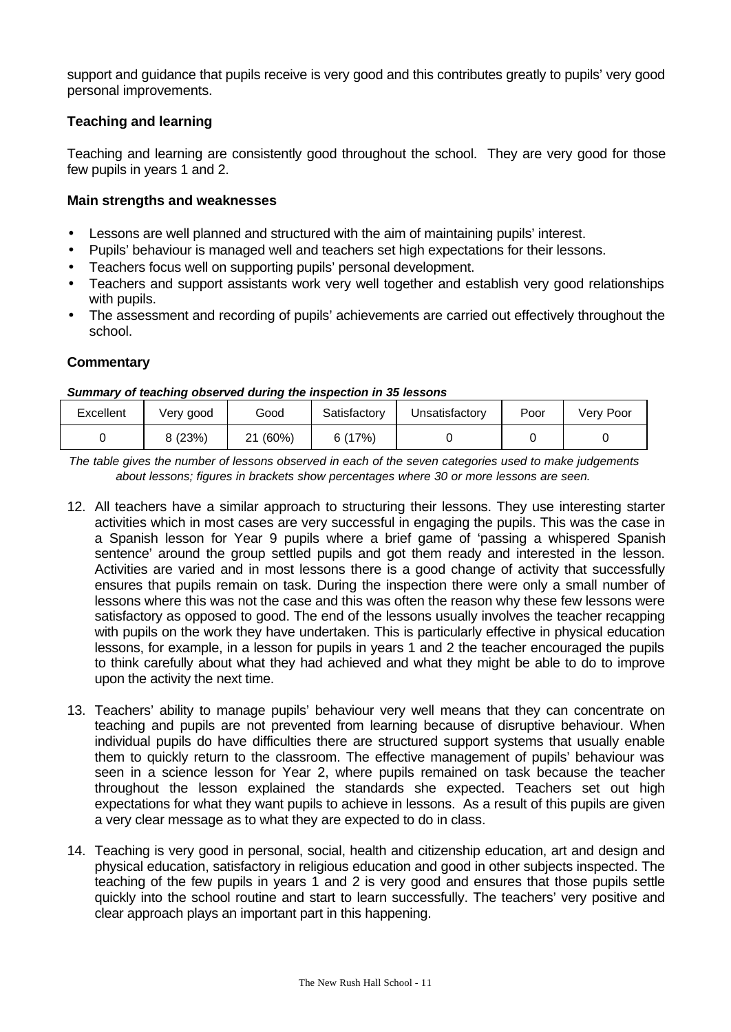support and guidance that pupils receive is very good and this contributes greatly to pupils' very good personal improvements.

### Teaching and learning

Teaching and learning are consistently good throughout the school. They are very good for those few pupils in years 1 and 2.

#### Main strengths and weaknesses

- Lessons are well planned and structured with the aim of maintaining pupils' interest.
- Pupils' behaviour is managed well and teachers set high expectations for their lessons.
- Teachers focus well on supporting pupils' personal development.
- Teachers and support assistants work very well together and establish very good relationships with pupils.
- The assessment and recording of pupils' achievements are carried out effectively throughout the school.

#### Commentary

***Summary of teaching observed during the inspection in 35 lessons***

| Excellent | Very good | Good | Satisfactory | Unsatisfactory | Poor | Very Poor |
|---|---|---|---|---|---|---|
| 0 | 8 (23%) | 21 (60%) | 6 (17%) | 0 | 0 | 0 |

*The table gives the number of lessons observed in each of the seven categories used to make judgements about lessons; figures in brackets show percentages where 30 or more lessons are seen.*

12. All teachers have a similar approach to structuring their lessons. They use interesting starter activities which in most cases are very successful in engaging the pupils. This was the case in a Spanish lesson for Year 9 pupils where a brief game of 'passing a whispered Spanish sentence' around the group settled pupils and got them ready and interested in the lesson. Activities are varied and in most lessons there is a good change of activity that successfully ensures that pupils remain on task. During the inspection there were only a small number of lessons where this was not the case and this was often the reason why these few lessons were satisfactory as opposed to good. The end of the lessons usually involves the teacher recapping with pupils on the work they have undertaken. This is particularly effective in physical education lessons, for example, in a lesson for pupils in years 1 and 2 the teacher encouraged the pupils to think carefully about what they had achieved and what they might be able to do to improve upon the activity the next time.

13. Teachers' ability to manage pupils' behaviour very well means that they can concentrate on teaching and pupils are not prevented from learning because of disruptive behaviour. When individual pupils do have difficulties there are structured support systems that usually enable them to quickly return to the classroom. The effective management of pupils' behaviour was seen in a science lesson for Year 2, where pupils remained on task because the teacher throughout the lesson explained the standards she expected. Teachers set out high expectations for what they want pupils to achieve in lessons. As a result of this pupils are given a very clear message as to what they are expected to do in class.

14. Teaching is very good in personal, social, health and citizenship education, art and design and physical education, satisfactory in religious education and good in other subjects inspected. The teaching of the few pupils in years 1 and 2 is very good and ensures that those pupils settle quickly into the school routine and start to learn successfully. The teachers' very positive and clear approach plays an important part in this happening.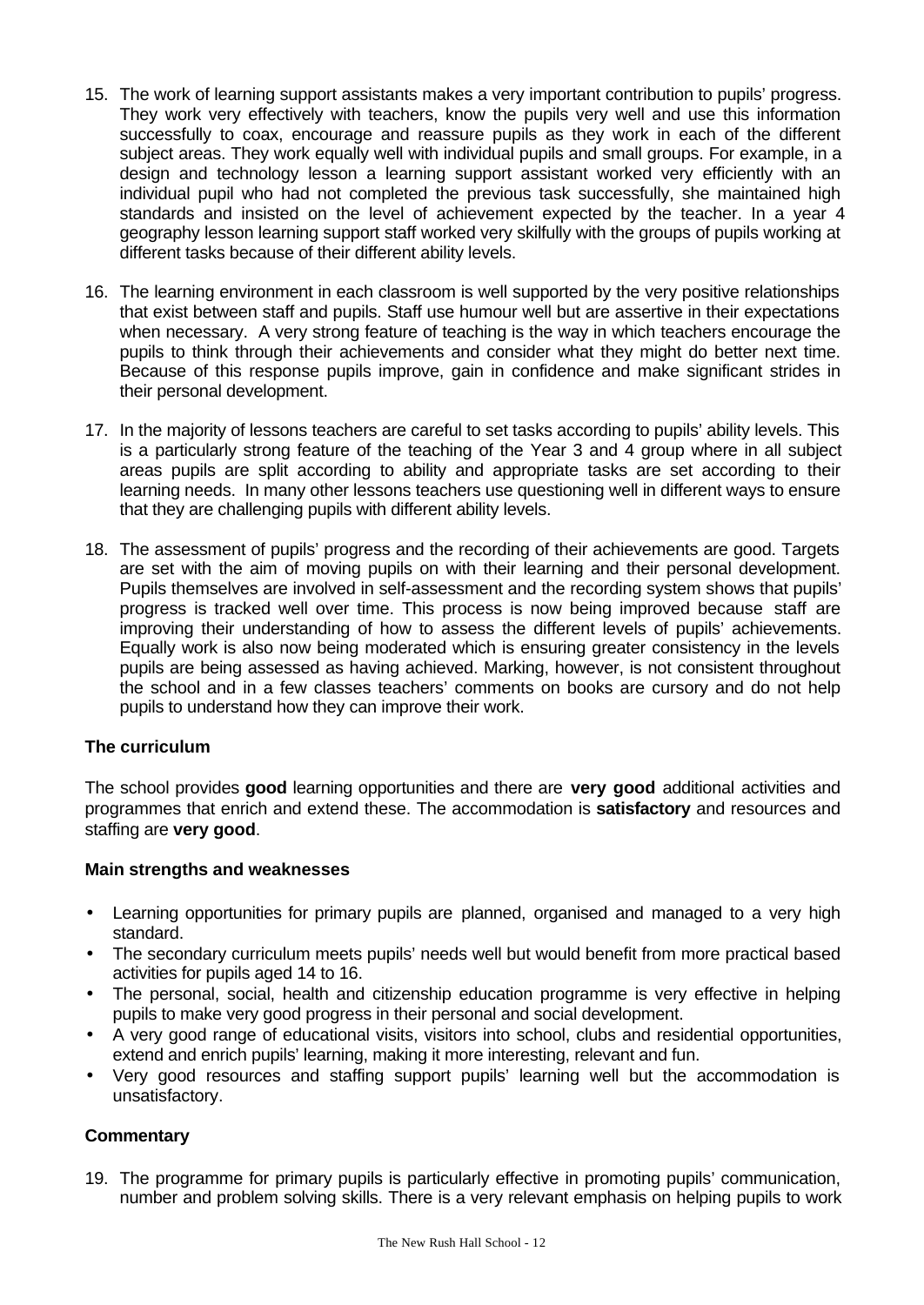15. The work of learning support assistants makes a very important contribution to pupils' progress. They work very effectively with teachers, know the pupils very well and use this information successfully to coax, encourage and reassure pupils as they work in each of the different subject areas. They work equally well with individual pupils and small groups. For example, in a design and technology lesson a learning support assistant worked very efficiently with an individual pupil who had not completed the previous task successfully, she maintained high standards and insisted on the level of achievement expected by the teacher. In a year 4 geography lesson learning support staff worked very skilfully with the groups of pupils working at different tasks because of their different ability levels.

16. The learning environment in each classroom is well supported by the very positive relationships that exist between staff and pupils. Staff use humour well but are assertive in their expectations when necessary. A very strong feature of teaching is the way in which teachers encourage the pupils to think through their achievements and consider what they might do better next time. Because of this response pupils improve, gain in confidence and make significant strides in their personal development.

17. In the majority of lessons teachers are careful to set tasks according to pupils' ability levels. This is a particularly strong feature of the teaching of the Year 3 and 4 group where in all subject areas pupils are split according to ability and appropriate tasks are set according to their learning needs. In many other lessons teachers use questioning well in different ways to ensure that they are challenging pupils with different ability levels.

18. The assessment of pupils' progress and the recording of their achievements are good. Targets are set with the aim of moving pupils on with their learning and their personal development. Pupils themselves are involved in self-assessment and the recording system shows that pupils' progress is tracked well over time. This process is now being improved because staff are improving their understanding of how to assess the different levels of pupils' achievements. Equally work is also now being moderated which is ensuring greater consistency in the levels pupils are being assessed as having achieved. Marking, however, is not consistent throughout the school and in a few classes teachers' comments on books are cursory and do not help pupils to understand how they can improve their work.

### The curriculum

The school provides **good** learning opportunities and there are **very good** additional activities and programmes that enrich and extend these. The accommodation is **satisfactory** and resources and staffing are **very good**.

#### Main strengths and weaknesses

- Learning opportunities for primary pupils are planned, organised and managed to a very high standard.
- The secondary curriculum meets pupils' needs well but would benefit from more practical based activities for pupils aged 14 to 16.
- The personal, social, health and citizenship education programme is very effective in helping pupils to make very good progress in their personal and social development.
- A very good range of educational visits, visitors into school, clubs and residential opportunities, extend and enrich pupils' learning, making it more interesting, relevant and fun.
- Very good resources and staffing support pupils' learning well but the accommodation is unsatisfactory.

#### Commentary

19. The programme for primary pupils is particularly effective in promoting pupils' communication, number and problem solving skills. There is a very relevant emphasis on helping pupils to work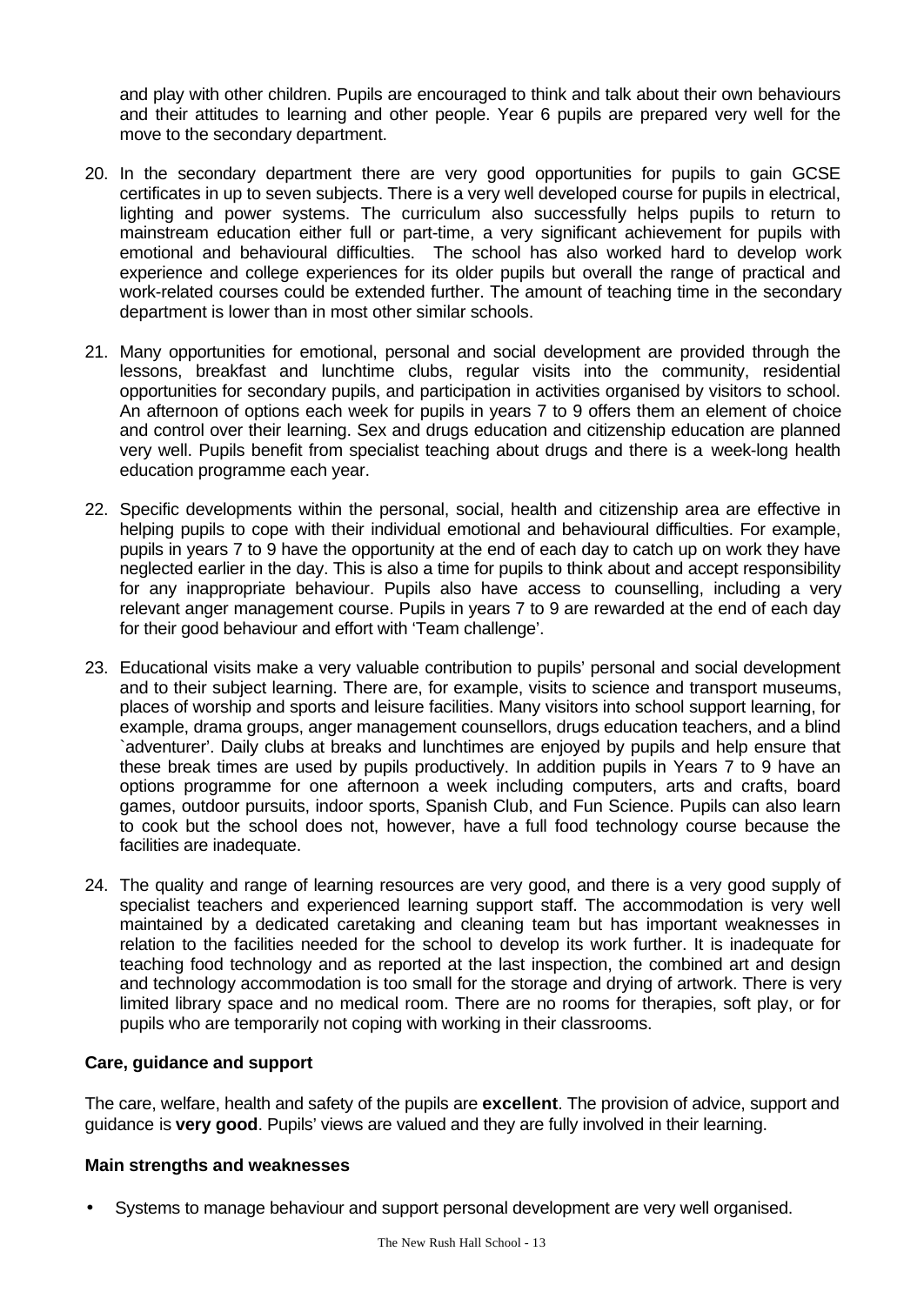and play with other children. Pupils are encouraged to think and talk about their own behaviours and their attitudes to learning and other people. Year 6 pupils are prepared very well for the move to the secondary department.

20. In the secondary department there are very good opportunities for pupils to gain GCSE certificates in up to seven subjects. There is a very well developed course for pupils in electrical, lighting and power systems. The curriculum also successfully helps pupils to return to mainstream education either full or part-time, a very significant achievement for pupils with emotional and behavioural difficulties. The school has also worked hard to develop work experience and college experiences for its older pupils but overall the range of practical and work-related courses could be extended further. The amount of teaching time in the secondary department is lower than in most other similar schools.

21. Many opportunities for emotional, personal and social development are provided through the lessons, breakfast and lunchtime clubs, regular visits into the community, residential opportunities for secondary pupils, and participation in activities organised by visitors to school. An afternoon of options each week for pupils in years 7 to 9 offers them an element of choice and control over their learning. Sex and drugs education and citizenship education are planned very well. Pupils benefit from specialist teaching about drugs and there is a week-long health education programme each year.

22. Specific developments within the personal, social, health and citizenship area are effective in helping pupils to cope with their individual emotional and behavioural difficulties. For example, pupils in years 7 to 9 have the opportunity at the end of each day to catch up on work they have neglected earlier in the day. This is also a time for pupils to think about and accept responsibility for any inappropriate behaviour. Pupils also have access to counselling, including a very relevant anger management course. Pupils in years 7 to 9 are rewarded at the end of each day for their good behaviour and effort with 'Team challenge'.

23. Educational visits make a very valuable contribution to pupils' personal and social development and to their subject learning. There are, for example, visits to science and transport museums, places of worship and sports and leisure facilities. Many visitors into school support learning, for example, drama groups, anger management counsellors, drugs education teachers, and a blind `adventurer'. Daily clubs at breaks and lunchtimes are enjoyed by pupils and help ensure that these break times are used by pupils productively. In addition pupils in Years 7 to 9 have an options programme for one afternoon a week including computers, arts and crafts, board games, outdoor pursuits, indoor sports, Spanish Club, and Fun Science. Pupils can also learn to cook but the school does not, however, have a full food technology course because the facilities are inadequate.

24. The quality and range of learning resources are very good, and there is a very good supply of specialist teachers and experienced learning support staff. The accommodation is very well maintained by a dedicated caretaking and cleaning team but has important weaknesses in relation to the facilities needed for the school to develop its work further. It is inadequate for teaching food technology and as reported at the last inspection, the combined art and design and technology accommodation is too small for the storage and drying of artwork. There is very limited library space and no medical room. There are no rooms for therapies, soft play, or for pupils who are temporarily not coping with working in their classrooms.

### Care, guidance and support

The care, welfare, health and safety of the pupils are **excellent**. The provision of advice, support and guidance is **very good**. Pupils' views are valued and they are fully involved in their learning.

### Main strengths and weaknesses

- Systems to manage behaviour and support personal development are very well organised.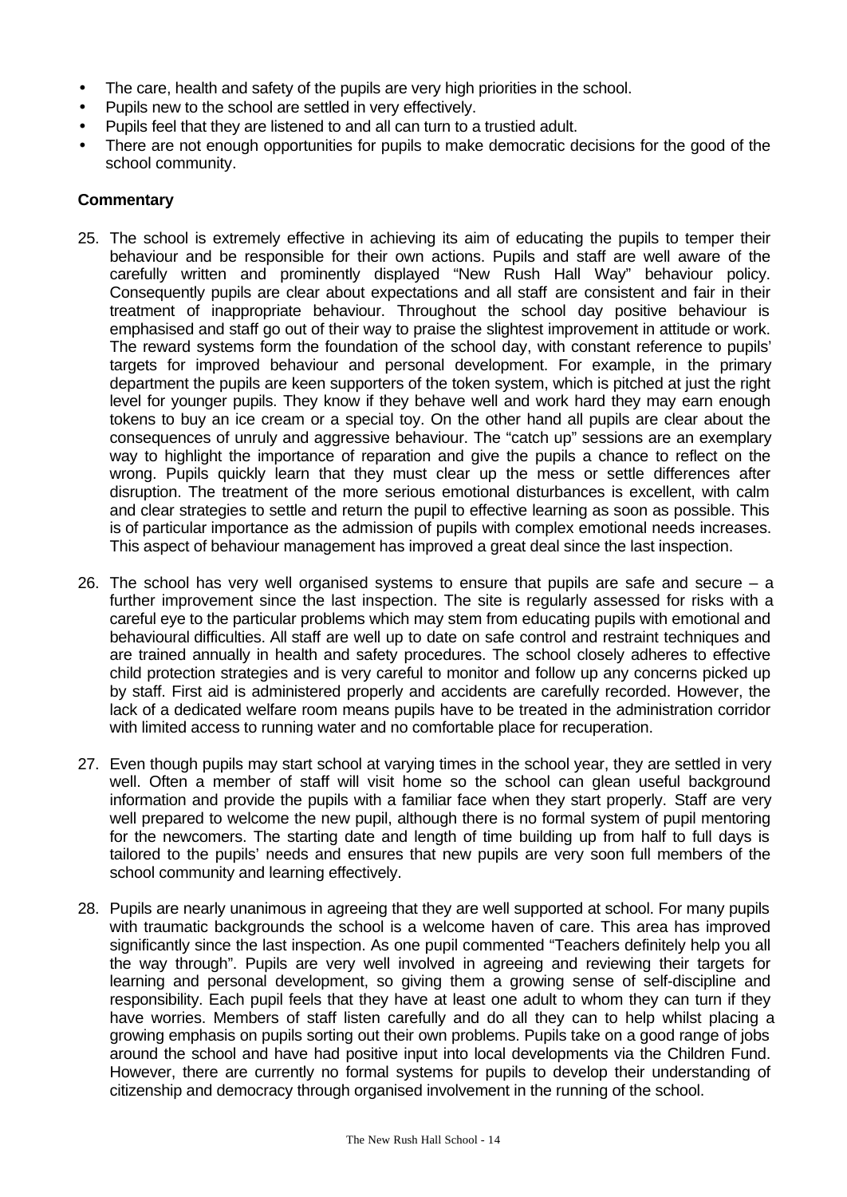- The care, health and safety of the pupils are very high priorities in the school.
- Pupils new to the school are settled in very effectively.
- Pupils feel that they are listened to and all can turn to a trustied adult.
- There are not enough opportunities for pupils to make democratic decisions for the good of the school community.

**Commentary**

25. The school is extremely effective in achieving its aim of educating the pupils to temper their behaviour and be responsible for their own actions. Pupils and staff are well aware of the carefully written and prominently displayed "New Rush Hall Way" behaviour policy. Consequently pupils are clear about expectations and all staff are consistent and fair in their treatment of inappropriate behaviour. Throughout the school day positive behaviour is emphasised and staff go out of their way to praise the slightest improvement in attitude or work. The reward systems form the foundation of the school day, with constant reference to pupils' targets for improved behaviour and personal development. For example, in the primary department the pupils are keen supporters of the token system, which is pitched at just the right level for younger pupils. They know if they behave well and work hard they may earn enough tokens to buy an ice cream or a special toy. On the other hand all pupils are clear about the consequences of unruly and aggressive behaviour. The "catch up" sessions are an exemplary way to highlight the importance of reparation and give the pupils a chance to reflect on the wrong. Pupils quickly learn that they must clear up the mess or settle differences after disruption. The treatment of the more serious emotional disturbances is excellent, with calm and clear strategies to settle and return the pupil to effective learning as soon as possible. This is of particular importance as the admission of pupils with complex emotional needs increases. This aspect of behaviour management has improved a great deal since the last inspection.

26. The school has very well organised systems to ensure that pupils are safe and secure – a further improvement since the last inspection. The site is regularly assessed for risks with a careful eye to the particular problems which may stem from educating pupils with emotional and behavioural difficulties. All staff are well up to date on safe control and restraint techniques and are trained annually in health and safety procedures. The school closely adheres to effective child protection strategies and is very careful to monitor and follow up any concerns picked up by staff. First aid is administered properly and accidents are carefully recorded. However, the lack of a dedicated welfare room means pupils have to be treated in the administration corridor with limited access to running water and no comfortable place for recuperation.

27. Even though pupils may start school at varying times in the school year, they are settled in very well. Often a member of staff will visit home so the school can glean useful background information and provide the pupils with a familiar face when they start properly. Staff are very well prepared to welcome the new pupil, although there is no formal system of pupil mentoring for the newcomers. The starting date and length of time building up from half to full days is tailored to the pupils' needs and ensures that new pupils are very soon full members of the school community and learning effectively.

28. Pupils are nearly unanimous in agreeing that they are well supported at school. For many pupils with traumatic backgrounds the school is a welcome haven of care. This area has improved significantly since the last inspection. As one pupil commented "Teachers definitely help you all the way through". Pupils are very well involved in agreeing and reviewing their targets for learning and personal development, so giving them a growing sense of self-discipline and responsibility. Each pupil feels that they have at least one adult to whom they can turn if they have worries. Members of staff listen carefully and do all they can to help whilst placing a growing emphasis on pupils sorting out their own problems. Pupils take on a good range of jobs around the school and have had positive input into local developments via the Children Fund. However, there are currently no formal systems for pupils to develop their understanding of citizenship and democracy through organised involvement in the running of the school.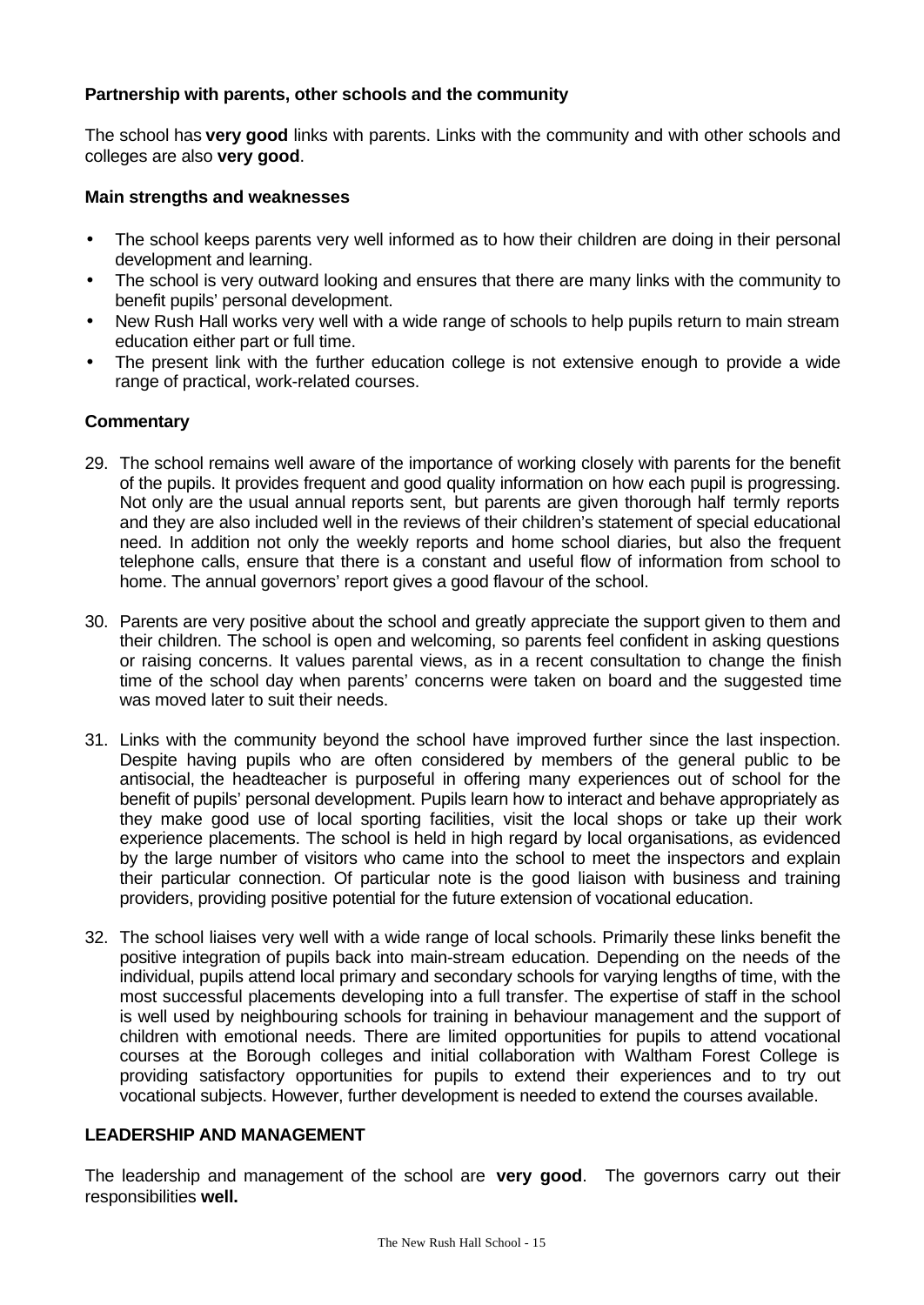**Partnership with parents, other schools and the community**

The school has **very good** links with parents. Links with the community and with other schools and colleges are also **very good**.

**Main strengths and weaknesses**

- The school keeps parents very well informed as to how their children are doing in their personal development and learning.
- The school is very outward looking and ensures that there are many links with the community to benefit pupils' personal development.
- New Rush Hall works very well with a wide range of schools to help pupils return to main stream education either part or full time.
- The present link with the further education college is not extensive enough to provide a wide range of practical, work-related courses.

**Commentary**

29. The school remains well aware of the importance of working closely with parents for the benefit of the pupils. It provides frequent and good quality information on how each pupil is progressing. Not only are the usual annual reports sent, but parents are given thorough half termly reports and they are also included well in the reviews of their children's statement of special educational need. In addition not only the weekly reports and home school diaries, but also the frequent telephone calls, ensure that there is a constant and useful flow of information from school to home. The annual governors' report gives a good flavour of the school.

30. Parents are very positive about the school and greatly appreciate the support given to them and their children. The school is open and welcoming, so parents feel confident in asking questions or raising concerns. It values parental views, as in a recent consultation to change the finish time of the school day when parents' concerns were taken on board and the suggested time was moved later to suit their needs.

31. Links with the community beyond the school have improved further since the last inspection. Despite having pupils who are often considered by members of the general public to be antisocial, the headteacher is purposeful in offering many experiences out of school for the benefit of pupils' personal development. Pupils learn how to interact and behave appropriately as they make good use of local sporting facilities, visit the local shops or take up their work experience placements. The school is held in high regard by local organisations, as evidenced by the large number of visitors who came into the school to meet the inspectors and explain their particular connection. Of particular note is the good liaison with business and training providers, providing positive potential for the future extension of vocational education.

32. The school liaises very well with a wide range of local schools. Primarily these links benefit the positive integration of pupils back into main-stream education. Depending on the needs of the individual, pupils attend local primary and secondary schools for varying lengths of time, with the most successful placements developing into a full transfer. The expertise of staff in the school is well used by neighbouring schools for training in behaviour management and the support of children with emotional needs. There are limited opportunities for pupils to attend vocational courses at the Borough colleges and initial collaboration with Waltham Forest College is providing satisfactory opportunities for pupils to extend their experiences and to try out vocational subjects. However, further development is needed to extend the courses available.

**LEADERSHIP AND MANAGEMENT**

The leadership and management of the school are **very good**. The governors carry out their responsibilities **well.**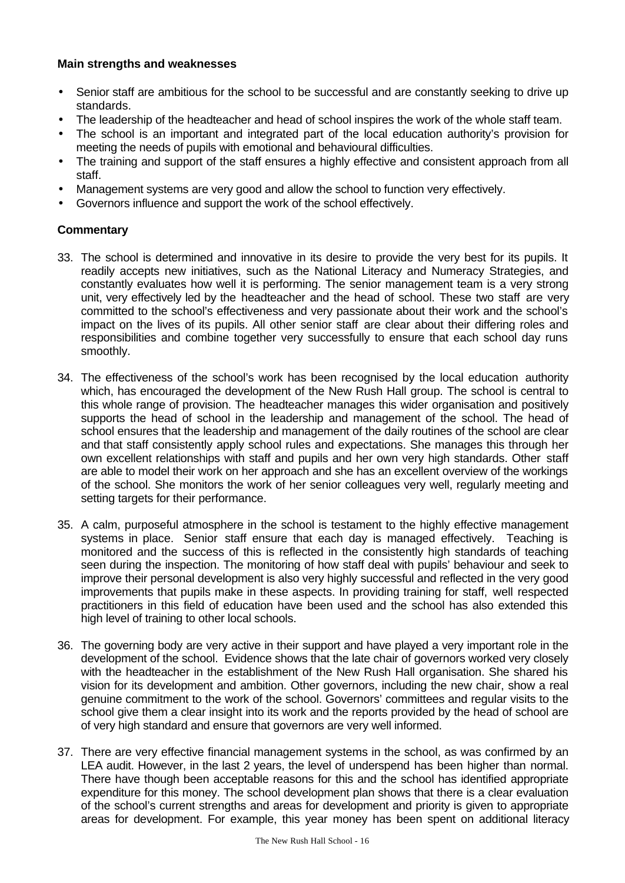**Main strengths and weaknesses**

- Senior staff are ambitious for the school to be successful and are constantly seeking to drive up standards.
- The leadership of the headteacher and head of school inspires the work of the whole staff team.
- The school is an important and integrated part of the local education authority's provision for meeting the needs of pupils with emotional and behavioural difficulties.
- The training and support of the staff ensures a highly effective and consistent approach from all staff.
- Management systems are very good and allow the school to function very effectively.
- Governors influence and support the work of the school effectively.

**Commentary**

33. The school is determined and innovative in its desire to provide the very best for its pupils. It readily accepts new initiatives, such as the National Literacy and Numeracy Strategies, and constantly evaluates how well it is performing. The senior management team is a very strong unit, very effectively led by the headteacher and the head of school. These two staff are very committed to the school's effectiveness and very passionate about their work and the school's impact on the lives of its pupils. All other senior staff are clear about their differing roles and responsibilities and combine together very successfully to ensure that each school day runs smoothly.

34. The effectiveness of the school's work has been recognised by the local education authority which, has encouraged the development of the New Rush Hall group. The school is central to this whole range of provision. The headteacher manages this wider organisation and positively supports the head of school in the leadership and management of the school. The head of school ensures that the leadership and management of the daily routines of the school are clear and that staff consistently apply school rules and expectations. She manages this through her own excellent relationships with staff and pupils and her own very high standards. Other staff are able to model their work on her approach and she has an excellent overview of the workings of the school. She monitors the work of her senior colleagues very well, regularly meeting and setting targets for their performance.

35. A calm, purposeful atmosphere in the school is testament to the highly effective management systems in place. Senior staff ensure that each day is managed effectively. Teaching is monitored and the success of this is reflected in the consistently high standards of teaching seen during the inspection. The monitoring of how staff deal with pupils' behaviour and seek to improve their personal development is also very highly successful and reflected in the very good improvements that pupils make in these aspects. In providing training for staff, well respected practitioners in this field of education have been used and the school has also extended this high level of training to other local schools.

36. The governing body are very active in their support and have played a very important role in the development of the school. Evidence shows that the late chair of governors worked very closely with the headteacher in the establishment of the New Rush Hall organisation. She shared his vision for its development and ambition. Other governors, including the new chair, show a real genuine commitment to the work of the school. Governors' committees and regular visits to the school give them a clear insight into its work and the reports provided by the head of school are of very high standard and ensure that governors are very well informed.

37. There are very effective financial management systems in the school, as was confirmed by an LEA audit. However, in the last 2 years, the level of underspend has been higher than normal. There have though been acceptable reasons for this and the school has identified appropriate expenditure for this money. The school development plan shows that there is a clear evaluation of the school's current strengths and areas for development and priority is given to appropriate areas for development. For example, this year money has been spent on additional literacy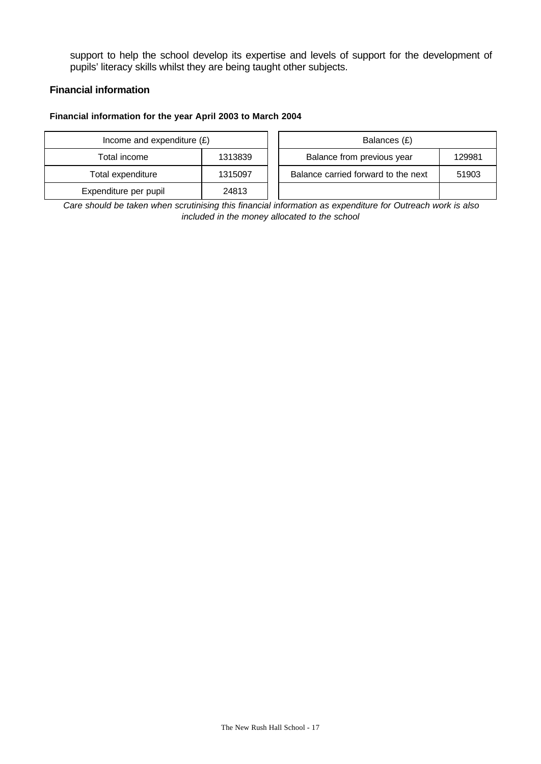support to help the school develop its expertise and levels of support for the development of pupils' literacy skills whilst they are being taught other subjects.

### Financial information

#### Financial information for the year April 2003 to March 2004

| Income and expenditure (£) | |
|---|---|
| Total income | 1313839 |
| Total expenditure | 1315097 |
| Expenditure per pupil | 24813 |

| Balances (£) | |
|---|---|
| Balance from previous year | 129981 |
| Balance carried forward to the next | 51903 |
| | |

*Care should be taken when scrutinising this financial information as expenditure for Outreach work is also included in the money allocated to the school*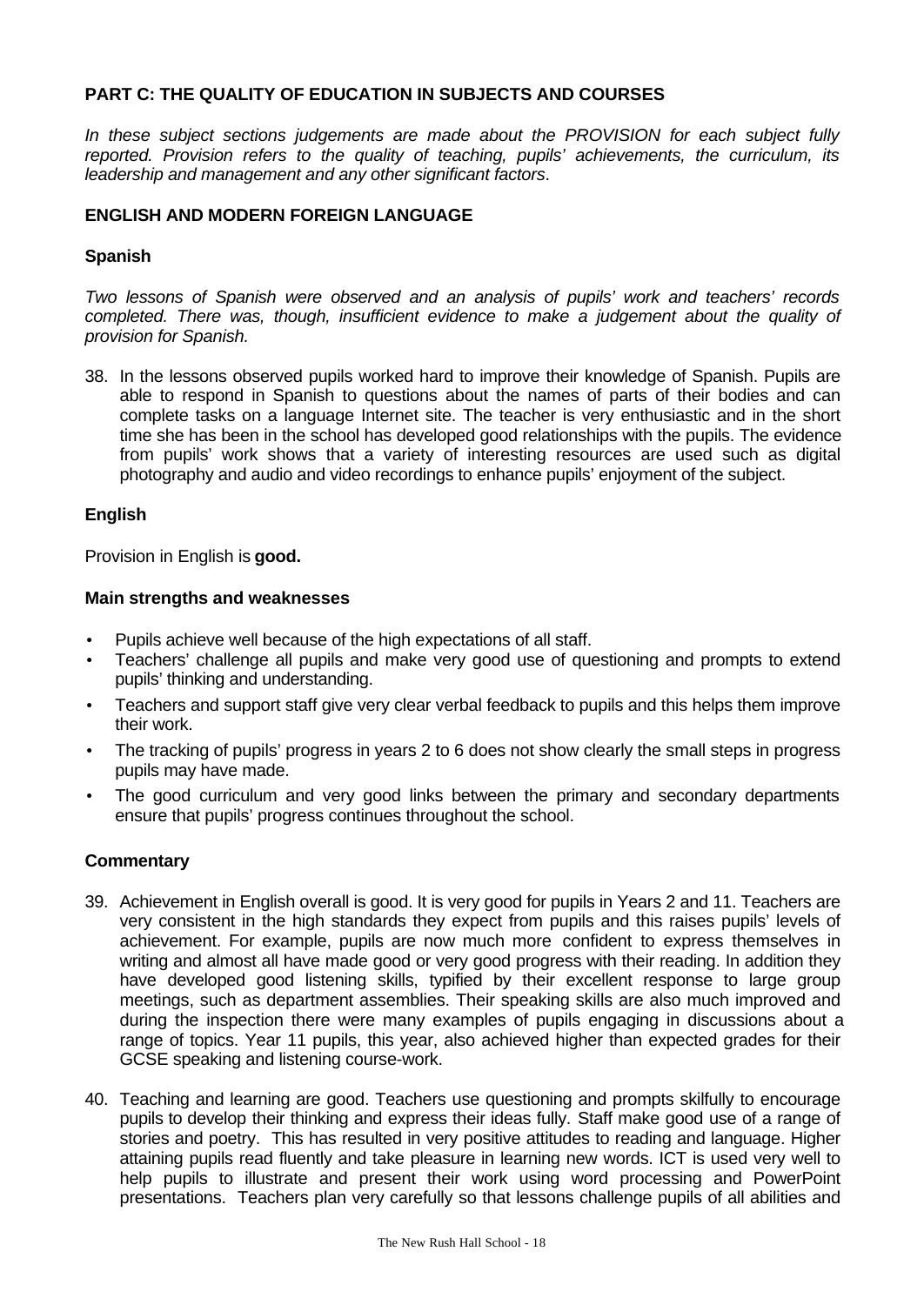## PART C: THE QUALITY OF EDUCATION IN SUBJECTS AND COURSES

*In these subject sections judgements are made about the PROVISION for each subject fully reported. Provision refers to the quality of teaching, pupils' achievements, the curriculum, its leadership and management and any other significant factors*.

### ENGLISH AND MODERN FOREIGN LANGUAGE

#### Spanish

*Two lessons of Spanish were observed and an analysis of pupils' work and teachers' records completed. There was, though, insufficient evidence to make a judgement about the quality of provision for Spanish.*

38. In the lessons observed pupils worked hard to improve their knowledge of Spanish. Pupils are able to respond in Spanish to questions about the names of parts of their bodies and can complete tasks on a language Internet site. The teacher is very enthusiastic and in the short time she has been in the school has developed good relationships with the pupils. The evidence from pupils' work shows that a variety of interesting resources are used such as digital photography and audio and video recordings to enhance pupils' enjoyment of the subject.

#### English

Provision in English is **good.**

**Main strengths and weaknesses**

- Pupils achieve well because of the high expectations of all staff.
- Teachers' challenge all pupils and make very good use of questioning and prompts to extend pupils' thinking and understanding.
- Teachers and support staff give very clear verbal feedback to pupils and this helps them improve their work.
- The tracking of pupils' progress in years 2 to 6 does not show clearly the small steps in progress pupils may have made.
- The good curriculum and very good links between the primary and secondary departments ensure that pupils' progress continues throughout the school.

**Commentary**

39. Achievement in English overall is good. It is very good for pupils in Years 2 and 11. Teachers are very consistent in the high standards they expect from pupils and this raises pupils' levels of achievement. For example, pupils are now much more confident to express themselves in writing and almost all have made good or very good progress with their reading. In addition they have developed good listening skills, typified by their excellent response to large group meetings, such as department assemblies. Their speaking skills are also much improved and during the inspection there were many examples of pupils engaging in discussions about a range of topics. Year 11 pupils, this year, also achieved higher than expected grades for their GCSE speaking and listening course-work.

40. Teaching and learning are good. Teachers use questioning and prompts skilfully to encourage pupils to develop their thinking and express their ideas fully. Staff make good use of a range of stories and poetry. This has resulted in very positive attitudes to reading and language. Higher attaining pupils read fluently and take pleasure in learning new words. ICT is used very well to help pupils to illustrate and present their work using word processing and PowerPoint presentations. Teachers plan very carefully so that lessons challenge pupils of all abilities and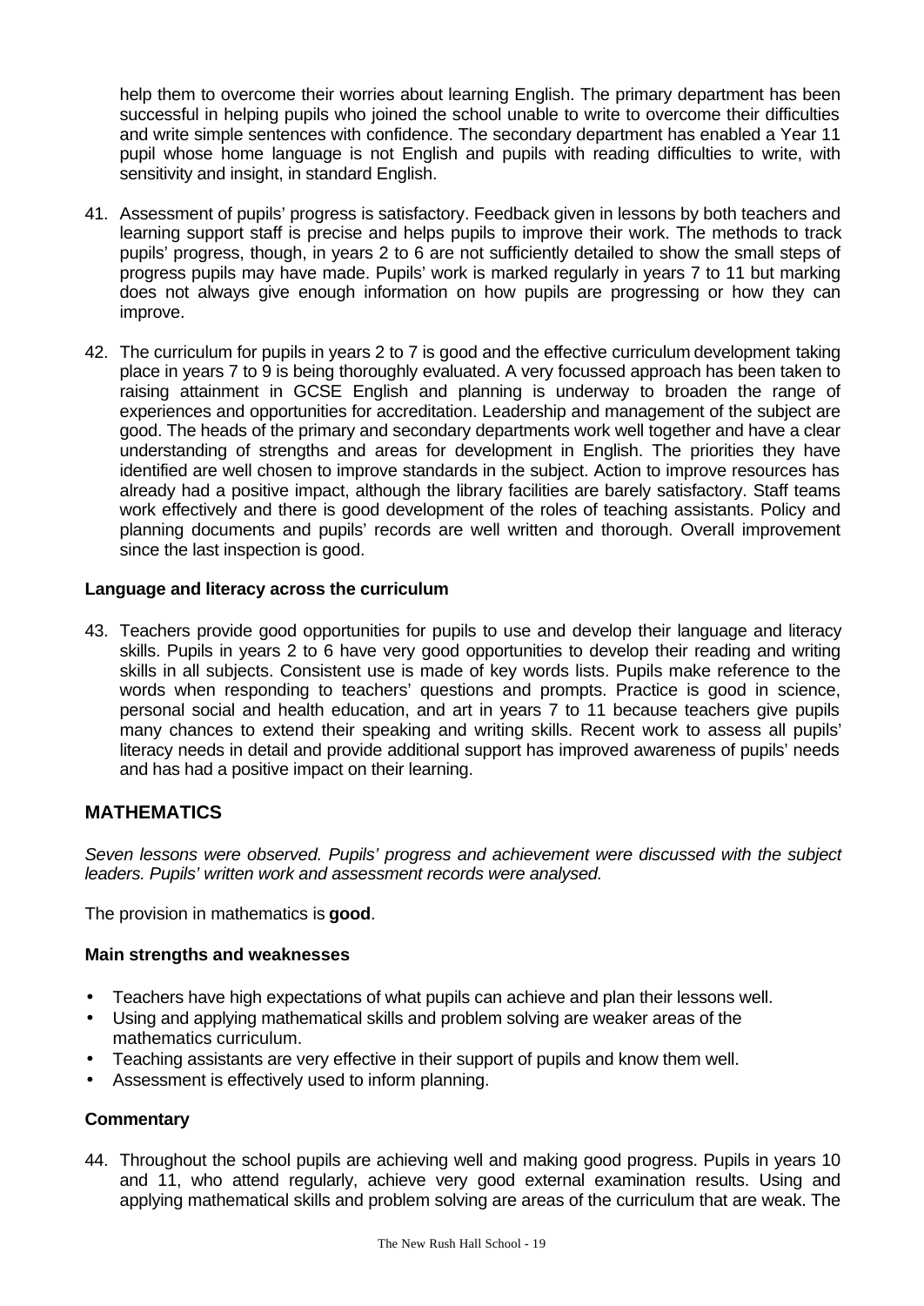help them to overcome their worries about learning English. The primary department has been successful in helping pupils who joined the school unable to write to overcome their difficulties and write simple sentences with confidence. The secondary department has enabled a Year 11 pupil whose home language is not English and pupils with reading difficulties to write, with sensitivity and insight, in standard English.

41. Assessment of pupils' progress is satisfactory. Feedback given in lessons by both teachers and learning support staff is precise and helps pupils to improve their work. The methods to track pupils' progress, though, in years 2 to 6 are not sufficiently detailed to show the small steps of progress pupils may have made. Pupils' work is marked regularly in years 7 to 11 but marking does not always give enough information on how pupils are progressing or how they can improve.

42. The curriculum for pupils in years 2 to 7 is good and the effective curriculum development taking place in years 7 to 9 is being thoroughly evaluated. A very focussed approach has been taken to raising attainment in GCSE English and planning is underway to broaden the range of experiences and opportunities for accreditation. Leadership and management of the subject are good. The heads of the primary and secondary departments work well together and have a clear understanding of strengths and areas for development in English. The priorities they have identified are well chosen to improve standards in the subject. Action to improve resources has already had a positive impact, although the library facilities are barely satisfactory. Staff teams work effectively and there is good development of the roles of teaching assistants. Policy and planning documents and pupils' records are well written and thorough. Overall improvement since the last inspection is good.

### Language and literacy across the curriculum

43. Teachers provide good opportunities for pupils to use and develop their language and literacy skills. Pupils in years 2 to 6 have very good opportunities to develop their reading and writing skills in all subjects. Consistent use is made of key words lists. Pupils make reference to the words when responding to teachers' questions and prompts. Practice is good in science, personal social and health education, and art in years 7 to 11 because teachers give pupils many chances to extend their speaking and writing skills. Recent work to assess all pupils' literacy needs in detail and provide additional support has improved awareness of pupils' needs and has had a positive impact on their learning.

## MATHEMATICS

*Seven lessons were observed. Pupils' progress and achievement were discussed with the subject leaders. Pupils' written work and assessment records were analysed.*

The provision in mathematics is **good**.

### Main strengths and weaknesses

- Teachers have high expectations of what pupils can achieve and plan their lessons well.
- Using and applying mathematical skills and problem solving are weaker areas of the mathematics curriculum.
- Teaching assistants are very effective in their support of pupils and know them well.
- Assessment is effectively used to inform planning.

### Commentary

44. Throughout the school pupils are achieving well and making good progress. Pupils in years 10 and 11, who attend regularly, achieve very good external examination results. Using and applying mathematical skills and problem solving are areas of the curriculum that are weak. The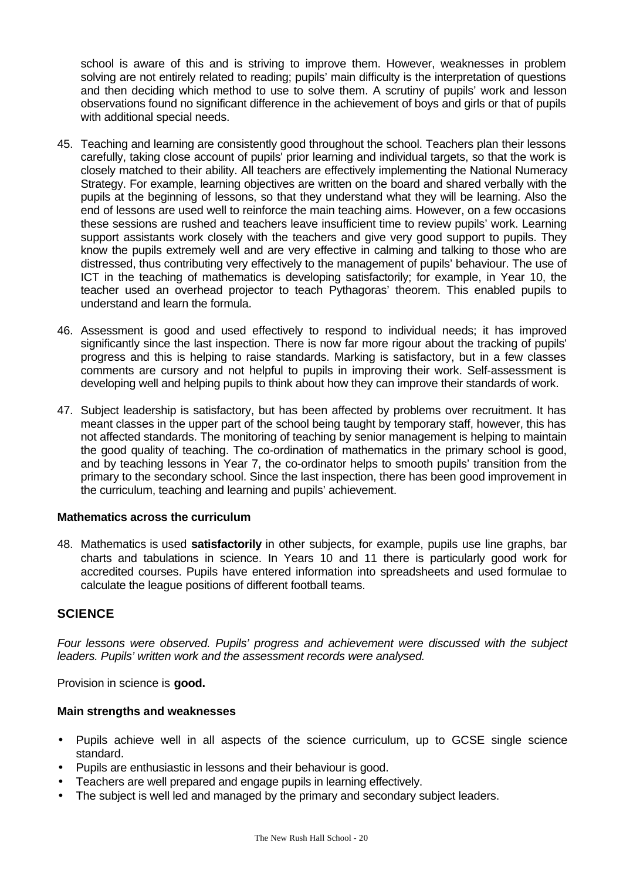school is aware of this and is striving to improve them. However, weaknesses in problem solving are not entirely related to reading; pupils' main difficulty is the interpretation of questions and then deciding which method to use to solve them. A scrutiny of pupils' work and lesson observations found no significant difference in the achievement of boys and girls or that of pupils with additional special needs.

45. Teaching and learning are consistently good throughout the school. Teachers plan their lessons carefully, taking close account of pupils' prior learning and individual targets, so that the work is closely matched to their ability. All teachers are effectively implementing the National Numeracy Strategy. For example, learning objectives are written on the board and shared verbally with the pupils at the beginning of lessons, so that they understand what they will be learning. Also the end of lessons are used well to reinforce the main teaching aims. However, on a few occasions these sessions are rushed and teachers leave insufficient time to review pupils' work. Learning support assistants work closely with the teachers and give very good support to pupils. They know the pupils extremely well and are very effective in calming and talking to those who are distressed, thus contributing very effectively to the management of pupils' behaviour. The use of ICT in the teaching of mathematics is developing satisfactorily; for example, in Year 10, the teacher used an overhead projector to teach Pythagoras' theorem. This enabled pupils to understand and learn the formula.

46. Assessment is good and used effectively to respond to individual needs; it has improved significantly since the last inspection. There is now far more rigour about the tracking of pupils' progress and this is helping to raise standards. Marking is satisfactory, but in a few classes comments are cursory and not helpful to pupils in improving their work. Self-assessment is developing well and helping pupils to think about how they can improve their standards of work.

47. Subject leadership is satisfactory, but has been affected by problems over recruitment. It has meant classes in the upper part of the school being taught by temporary staff, however, this has not affected standards. The monitoring of teaching by senior management is helping to maintain the good quality of teaching. The co-ordination of mathematics in the primary school is good, and by teaching lessons in Year 7, the co-ordinator helps to smooth pupils' transition from the primary to the secondary school. Since the last inspection, there has been good improvement in the curriculum, teaching and learning and pupils' achievement.

### Mathematics across the curriculum

48. Mathematics is used **satisfactorily** in other subjects, for example, pupils use line graphs, bar charts and tabulations in science. In Years 10 and 11 there is particularly good work for accredited courses. Pupils have entered information into spreadsheets and used formulae to calculate the league positions of different football teams.

## SCIENCE

*Four lessons were observed. Pupils' progress and achievement were discussed with the subject leaders. Pupils' written work and the assessment records were analysed.*

Provision in science is **good.**

### Main strengths and weaknesses

- Pupils achieve well in all aspects of the science curriculum, up to GCSE single science standard.
- Pupils are enthusiastic in lessons and their behaviour is good.
- Teachers are well prepared and engage pupils in learning effectively.
- The subject is well led and managed by the primary and secondary subject leaders.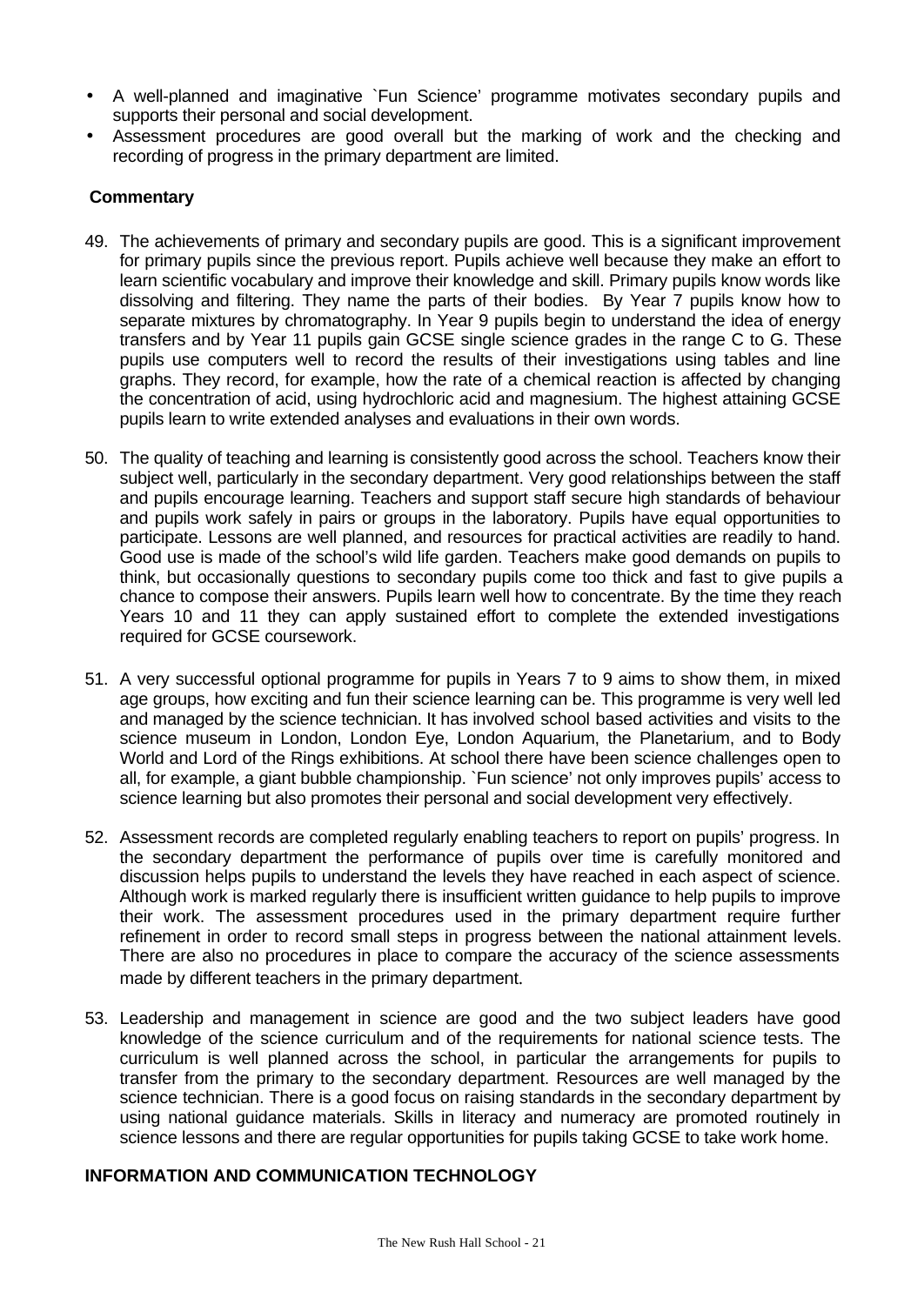- A well-planned and imaginative `Fun Science' programme motivates secondary pupils and supports their personal and social development.
- Assessment procedures are good overall but the marking of work and the checking and recording of progress in the primary department are limited.

**Commentary**

49. The achievements of primary and secondary pupils are good. This is a significant improvement for primary pupils since the previous report. Pupils achieve well because they make an effort to learn scientific vocabulary and improve their knowledge and skill. Primary pupils know words like dissolving and filtering. They name the parts of their bodies. By Year 7 pupils know how to separate mixtures by chromatography. In Year 9 pupils begin to understand the idea of energy transfers and by Year 11 pupils gain GCSE single science grades in the range C to G. These pupils use computers well to record the results of their investigations using tables and line graphs. They record, for example, how the rate of a chemical reaction is affected by changing the concentration of acid, using hydrochloric acid and magnesium. The highest attaining GCSE pupils learn to write extended analyses and evaluations in their own words.

50. The quality of teaching and learning is consistently good across the school. Teachers know their subject well, particularly in the secondary department. Very good relationships between the staff and pupils encourage learning. Teachers and support staff secure high standards of behaviour and pupils work safely in pairs or groups in the laboratory. Pupils have equal opportunities to participate. Lessons are well planned, and resources for practical activities are readily to hand. Good use is made of the school's wild life garden. Teachers make good demands on pupils to think, but occasionally questions to secondary pupils come too thick and fast to give pupils a chance to compose their answers. Pupils learn well how to concentrate. By the time they reach Years 10 and 11 they can apply sustained effort to complete the extended investigations required for GCSE coursework.

51. A very successful optional programme for pupils in Years 7 to 9 aims to show them, in mixed age groups, how exciting and fun their science learning can be. This programme is very well led and managed by the science technician. It has involved school based activities and visits to the science museum in London, London Eye, London Aquarium, the Planetarium, and to Body World and Lord of the Rings exhibitions. At school there have been science challenges open to all, for example, a giant bubble championship. `Fun science' not only improves pupils' access to science learning but also promotes their personal and social development very effectively.

52. Assessment records are completed regularly enabling teachers to report on pupils' progress. In the secondary department the performance of pupils over time is carefully monitored and discussion helps pupils to understand the levels they have reached in each aspect of science. Although work is marked regularly there is insufficient written guidance to help pupils to improve their work. The assessment procedures used in the primary department require further refinement in order to record small steps in progress between the national attainment levels. There are also no procedures in place to compare the accuracy of the science assessments made by different teachers in the primary department.

53. Leadership and management in science are good and the two subject leaders have good knowledge of the science curriculum and of the requirements for national science tests. The curriculum is well planned across the school, in particular the arrangements for pupils to transfer from the primary to the secondary department. Resources are well managed by the science technician. There is a good focus on raising standards in the secondary department by using national guidance materials. Skills in literacy and numeracy are promoted routinely in science lessons and there are regular opportunities for pupils taking GCSE to take work home.

## INFORMATION AND COMMUNICATION TECHNOLOGY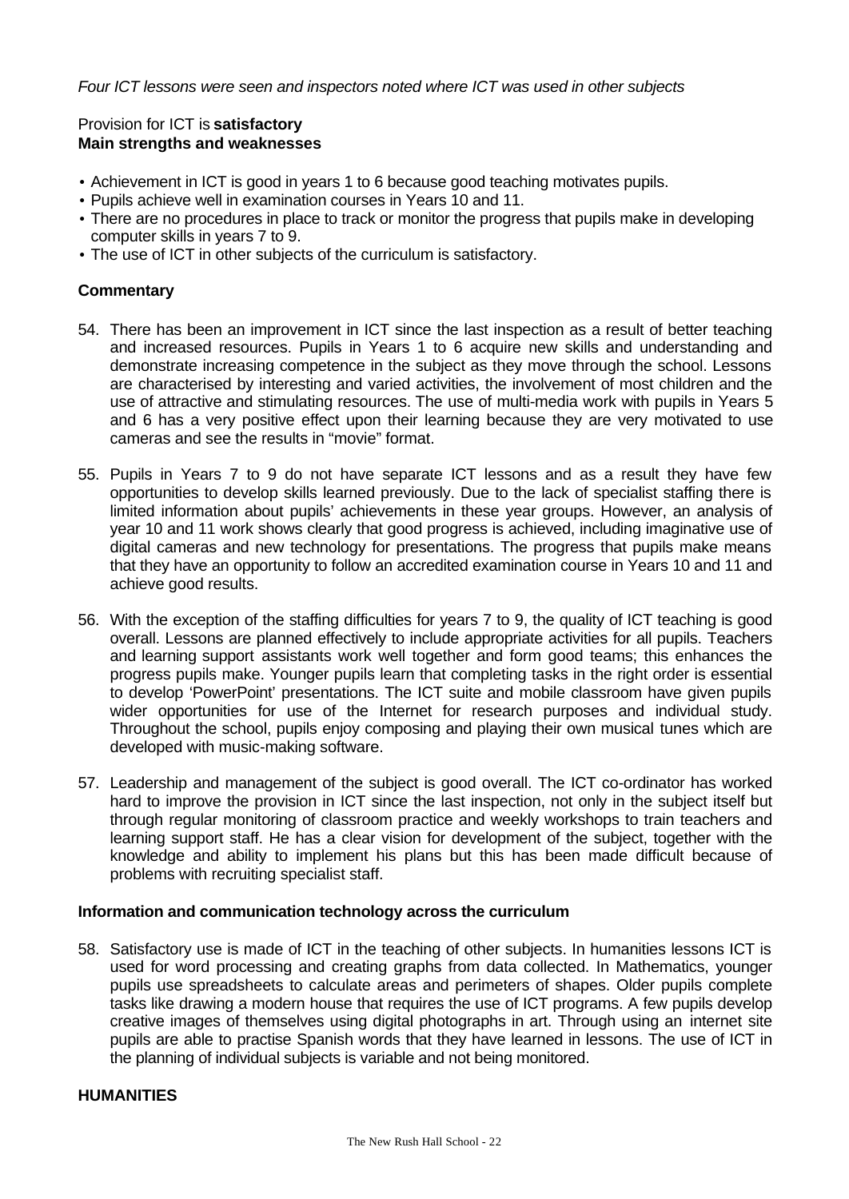*Four ICT lessons were seen and inspectors noted where ICT was used in other subjects*

Provision for ICT is **satisfactory**
**Main strengths and weaknesses**

- Achievement in ICT is good in years 1 to 6 because good teaching motivates pupils.
- Pupils achieve well in examination courses in Years 10 and 11.
- There are no procedures in place to track or monitor the progress that pupils make in developing computer skills in years 7 to 9.
- The use of ICT in other subjects of the curriculum is satisfactory.

**Commentary**

54. There has been an improvement in ICT since the last inspection as a result of better teaching and increased resources. Pupils in Years 1 to 6 acquire new skills and understanding and demonstrate increasing competence in the subject as they move through the school. Lessons are characterised by interesting and varied activities, the involvement of most children and the use of attractive and stimulating resources. The use of multi-media work with pupils in Years 5 and 6 has a very positive effect upon their learning because they are very motivated to use cameras and see the results in "movie" format.

55. Pupils in Years 7 to 9 do not have separate ICT lessons and as a result they have few opportunities to develop skills learned previously. Due to the lack of specialist staffing there is limited information about pupils' achievements in these year groups. However, an analysis of year 10 and 11 work shows clearly that good progress is achieved, including imaginative use of digital cameras and new technology for presentations. The progress that pupils make means that they have an opportunity to follow an accredited examination course in Years 10 and 11 and achieve good results.

56. With the exception of the staffing difficulties for years 7 to 9, the quality of ICT teaching is good overall. Lessons are planned effectively to include appropriate activities for all pupils. Teachers and learning support assistants work well together and form good teams; this enhances the progress pupils make. Younger pupils learn that completing tasks in the right order is essential to develop 'PowerPoint' presentations. The ICT suite and mobile classroom have given pupils wider opportunities for use of the Internet for research purposes and individual study. Throughout the school, pupils enjoy composing and playing their own musical tunes which are developed with music-making software.

57. Leadership and management of the subject is good overall. The ICT co-ordinator has worked hard to improve the provision in ICT since the last inspection, not only in the subject itself but through regular monitoring of classroom practice and weekly workshops to train teachers and learning support staff. He has a clear vision for development of the subject, together with the knowledge and ability to implement his plans but this has been made difficult because of problems with recruiting specialist staff.

**Information and communication technology across the curriculum**

58. Satisfactory use is made of ICT in the teaching of other subjects. In humanities lessons ICT is used for word processing and creating graphs from data collected. In Mathematics, younger pupils use spreadsheets to calculate areas and perimeters of shapes. Older pupils complete tasks like drawing a modern house that requires the use of ICT programs. A few pupils develop creative images of themselves using digital photographs in art. Through using an internet site pupils are able to practise Spanish words that they have learned in lessons. The use of ICT in the planning of individual subjects is variable and not being monitored.

**HUMANITIES**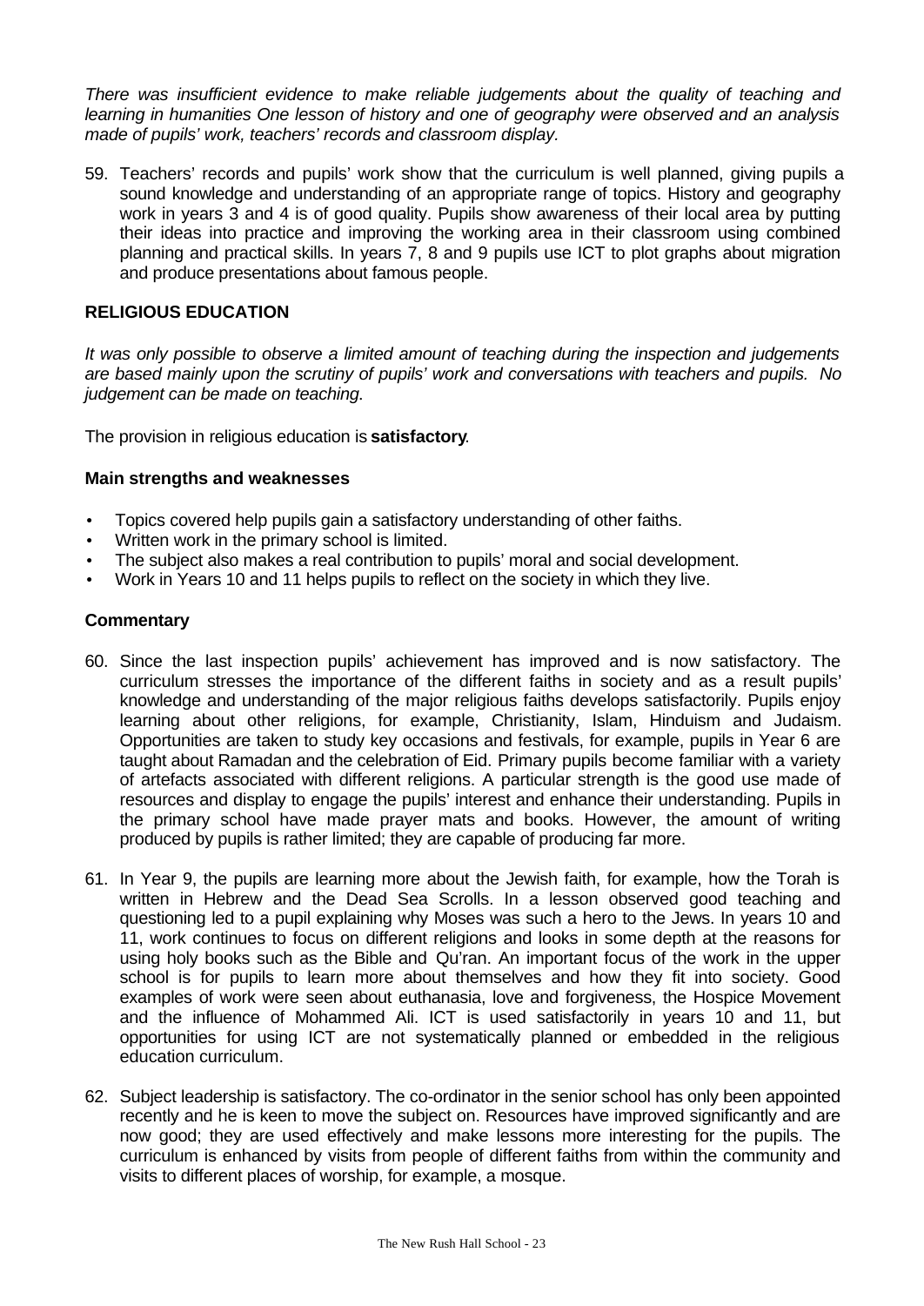*There was insufficient evidence to make reliable judgements about the quality of teaching and learning in humanities One lesson of history and one of geography were observed and an analysis made of pupils' work, teachers' records and classroom display.*

59. Teachers' records and pupils' work show that the curriculum is well planned, giving pupils a sound knowledge and understanding of an appropriate range of topics. History and geography work in years 3 and 4 is of good quality. Pupils show awareness of their local area by putting their ideas into practice and improving the working area in their classroom using combined planning and practical skills. In years 7, 8 and 9 pupils use ICT to plot graphs about migration and produce presentations about famous people.

## RELIGIOUS EDUCATION

*It was only possible to observe a limited amount of teaching during the inspection and judgements are based mainly upon the scrutiny of pupils' work and conversations with teachers and pupils. No judgement can be made on teaching.*

The provision in religious education is **satisfactory**.

### Main strengths and weaknesses

- Topics covered help pupils gain a satisfactory understanding of other faiths.
- Written work in the primary school is limited.
- The subject also makes a real contribution to pupils' moral and social development.
- Work in Years 10 and 11 helps pupils to reflect on the society in which they live.

### Commentary

60. Since the last inspection pupils' achievement has improved and is now satisfactory. The curriculum stresses the importance of the different faiths in society and as a result pupils' knowledge and understanding of the major religious faiths develops satisfactorily. Pupils enjoy learning about other religions, for example, Christianity, Islam, Hinduism and Judaism. Opportunities are taken to study key occasions and festivals, for example, pupils in Year 6 are taught about Ramadan and the celebration of Eid. Primary pupils become familiar with a variety of artefacts associated with different religions. A particular strength is the good use made of resources and display to engage the pupils' interest and enhance their understanding. Pupils in the primary school have made prayer mats and books. However, the amount of writing produced by pupils is rather limited; they are capable of producing far more.

61. In Year 9, the pupils are learning more about the Jewish faith, for example, how the Torah is written in Hebrew and the Dead Sea Scrolls. In a lesson observed good teaching and questioning led to a pupil explaining why Moses was such a hero to the Jews. In years 10 and 11, work continues to focus on different religions and looks in some depth at the reasons for using holy books such as the Bible and Qu'ran. An important focus of the work in the upper school is for pupils to learn more about themselves and how they fit into society. Good examples of work were seen about euthanasia, love and forgiveness, the Hospice Movement and the influence of Mohammed Ali. ICT is used satisfactorily in years 10 and 11, but opportunities for using ICT are not systematically planned or embedded in the religious education curriculum.

62. Subject leadership is satisfactory. The co-ordinator in the senior school has only been appointed recently and he is keen to move the subject on. Resources have improved significantly and are now good; they are used effectively and make lessons more interesting for the pupils. The curriculum is enhanced by visits from people of different faiths from within the community and visits to different places of worship, for example, a mosque.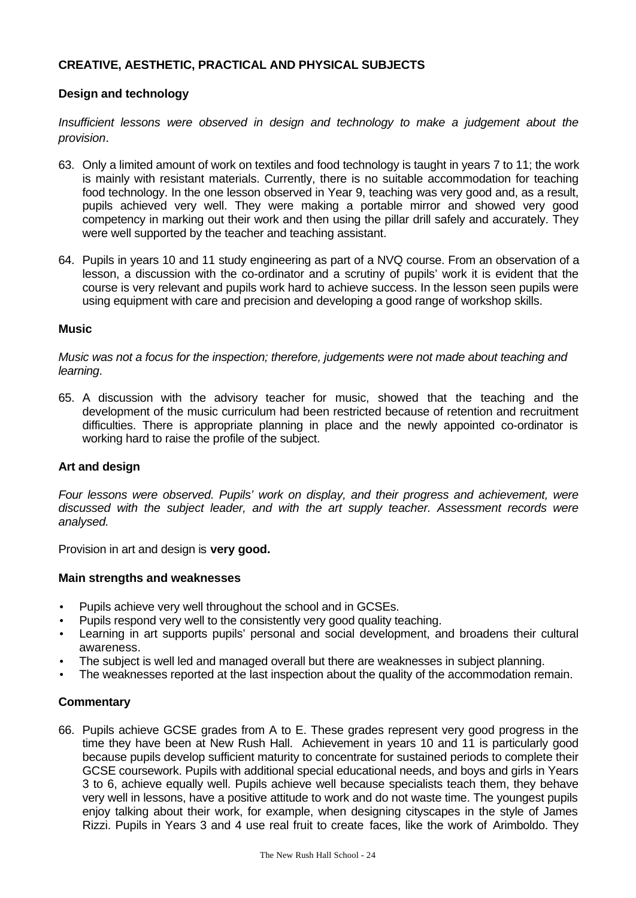## CREATIVE, AESTHETIC, PRACTICAL AND PHYSICAL SUBJECTS

### Design and technology

*Insufficient lessons were observed in design and technology to make a judgement about the provision*.

63. Only a limited amount of work on textiles and food technology is taught in years 7 to 11; the work is mainly with resistant materials. Currently, there is no suitable accommodation for teaching food technology. In the one lesson observed in Year 9, teaching was very good and, as a result, pupils achieved very well. They were making a portable mirror and showed very good competency in marking out their work and then using the pillar drill safely and accurately. They were well supported by the teacher and teaching assistant.

64. Pupils in years 10 and 11 study engineering as part of a NVQ course. From an observation of a lesson, a discussion with the co-ordinator and a scrutiny of pupils' work it is evident that the course is very relevant and pupils work hard to achieve success. In the lesson seen pupils were using equipment with care and precision and developing a good range of workshop skills.

### Music

*Music was not a focus for the inspection; therefore, judgements were not made about teaching and learning*.

65. A discussion with the advisory teacher for music, showed that the teaching and the development of the music curriculum had been restricted because of retention and recruitment difficulties. There is appropriate planning in place and the newly appointed co-ordinator is working hard to raise the profile of the subject.

### Art and design

*Four lessons were observed. Pupils' work on display, and their progress and achievement, were discussed with the subject leader, and with the art supply teacher. Assessment records were analysed.*

Provision in art and design is **very good.**

#### Main strengths and weaknesses

- Pupils achieve very well throughout the school and in GCSEs.
- Pupils respond very well to the consistently very good quality teaching.
- Learning in art supports pupils' personal and social development, and broadens their cultural awareness.
- The subject is well led and managed overall but there are weaknesses in subject planning.
- The weaknesses reported at the last inspection about the quality of the accommodation remain.

#### Commentary

66. Pupils achieve GCSE grades from A to E. These grades represent very good progress in the time they have been at New Rush Hall. Achievement in years 10 and 11 is particularly good because pupils develop sufficient maturity to concentrate for sustained periods to complete their GCSE coursework. Pupils with additional special educational needs, and boys and girls in Years 3 to 6, achieve equally well. Pupils achieve well because specialists teach them, they behave very well in lessons, have a positive attitude to work and do not waste time. The youngest pupils enjoy talking about their work, for example, when designing cityscapes in the style of James Rizzi. Pupils in Years 3 and 4 use real fruit to create faces, like the work of Arimboldo. They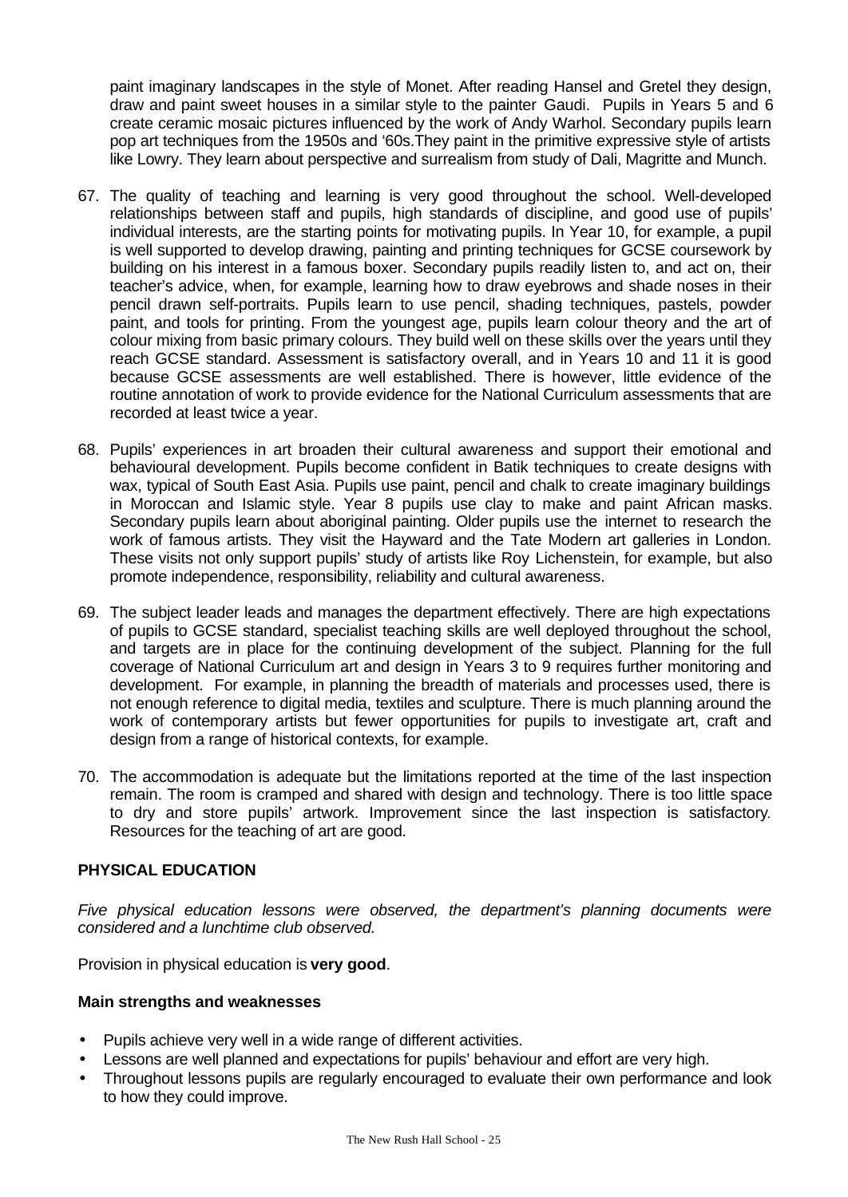paint imaginary landscapes in the style of Monet. After reading Hansel and Gretel they design, draw and paint sweet houses in a similar style to the painter Gaudi. Pupils in Years 5 and 6 create ceramic mosaic pictures influenced by the work of Andy Warhol. Secondary pupils learn pop art techniques from the 1950s and '60s.They paint in the primitive expressive style of artists like Lowry. They learn about perspective and surrealism from study of Dali, Magritte and Munch.

67. The quality of teaching and learning is very good throughout the school. Well-developed relationships between staff and pupils, high standards of discipline, and good use of pupils' individual interests, are the starting points for motivating pupils. In Year 10, for example, a pupil is well supported to develop drawing, painting and printing techniques for GCSE coursework by building on his interest in a famous boxer. Secondary pupils readily listen to, and act on, their teacher's advice, when, for example, learning how to draw eyebrows and shade noses in their pencil drawn self-portraits. Pupils learn to use pencil, shading techniques, pastels, powder paint, and tools for printing. From the youngest age, pupils learn colour theory and the art of colour mixing from basic primary colours. They build well on these skills over the years until they reach GCSE standard. Assessment is satisfactory overall, and in Years 10 and 11 it is good because GCSE assessments are well established. There is however, little evidence of the routine annotation of work to provide evidence for the National Curriculum assessments that are recorded at least twice a year.

68. Pupils' experiences in art broaden their cultural awareness and support their emotional and behavioural development. Pupils become confident in Batik techniques to create designs with wax, typical of South East Asia. Pupils use paint, pencil and chalk to create imaginary buildings in Moroccan and Islamic style. Year 8 pupils use clay to make and paint African masks. Secondary pupils learn about aboriginal painting. Older pupils use the internet to research the work of famous artists. They visit the Hayward and the Tate Modern art galleries in London. These visits not only support pupils' study of artists like Roy Lichenstein, for example, but also promote independence, responsibility, reliability and cultural awareness.

69. The subject leader leads and manages the department effectively. There are high expectations of pupils to GCSE standard, specialist teaching skills are well deployed throughout the school, and targets are in place for the continuing development of the subject. Planning for the full coverage of National Curriculum art and design in Years 3 to 9 requires further monitoring and development. For example, in planning the breadth of materials and processes used, there is not enough reference to digital media, textiles and sculpture. There is much planning around the work of contemporary artists but fewer opportunities for pupils to investigate art, craft and design from a range of historical contexts, for example.

70. The accommodation is adequate but the limitations reported at the time of the last inspection remain. The room is cramped and shared with design and technology. There is too little space to dry and store pupils' artwork. Improvement since the last inspection is satisfactory. Resources for the teaching of art are good.

## PHYSICAL EDUCATION

*Five physical education lessons were observed, the department's planning documents were considered and a lunchtime club observed.*

Provision in physical education is **very good**.

### Main strengths and weaknesses

- Pupils achieve very well in a wide range of different activities.
- Lessons are well planned and expectations for pupils' behaviour and effort are very high.
- Throughout lessons pupils are regularly encouraged to evaluate their own performance and look to how they could improve.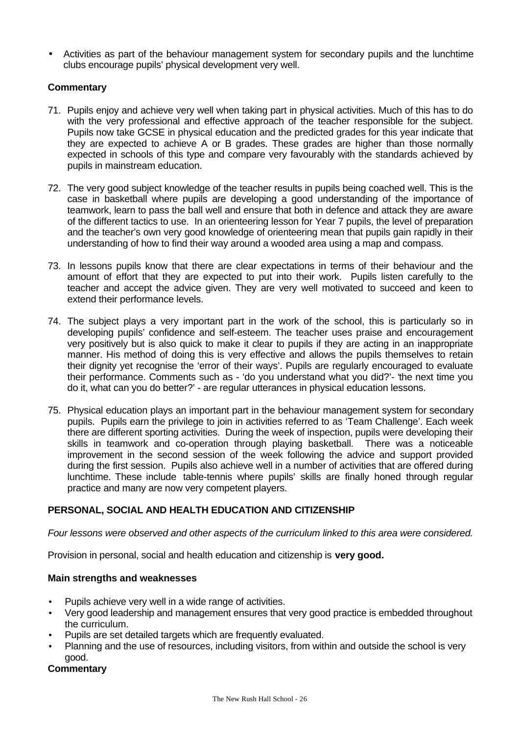- Activities as part of the behaviour management system for secondary pupils and the lunchtime clubs encourage pupils' physical development very well.

**Commentary**

71. Pupils enjoy and achieve very well when taking part in physical activities. Much of this has to do with the very professional and effective approach of the teacher responsible for the subject. Pupils now take GCSE in physical education and the predicted grades for this year indicate that they are expected to achieve A or B grades. These grades are higher than those normally expected in schools of this type and compare very favourably with the standards achieved by pupils in mainstream education.

72. The very good subject knowledge of the teacher results in pupils being coached well. This is the case in basketball where pupils are developing a good understanding of the importance of teamwork, learn to pass the ball well and ensure that both in defence and attack they are aware of the different tactics to use. In an orienteering lesson for Year 7 pupils, the level of preparation and the teacher's own very good knowledge of orienteering mean that pupils gain rapidly in their understanding of how to find their way around a wooded area using a map and compass.

73. In lessons pupils know that there are clear expectations in terms of their behaviour and the amount of effort that they are expected to put into their work. Pupils listen carefully to the teacher and accept the advice given. They are very well motivated to succeed and keen to extend their performance levels.

74. The subject plays a very important part in the work of the school, this is particularly so in developing pupils' confidence and self-esteem. The teacher uses praise and encouragement very positively but is also quick to make it clear to pupils if they are acting in an inappropriate manner. His method of doing this is very effective and allows the pupils themselves to retain their dignity yet recognise the 'error of their ways'. Pupils are regularly encouraged to evaluate their performance. Comments such as - 'do you understand what you did?'- 'the next time you do it, what can you do better?' - are regular utterances in physical education lessons.

75. Physical education plays an important part in the behaviour management system for secondary pupils. Pupils earn the privilege to join in activities referred to as 'Team Challenge'. Each week there are different sporting activities. During the week of inspection, pupils were developing their skills in teamwork and co-operation through playing basketball. There was a noticeable improvement in the second session of the week following the advice and support provided during the first session. Pupils also achieve well in a number of activities that are offered during lunchtime. These include table-tennis where pupils' skills are finally honed through regular practice and many are now very competent players.

## PERSONAL, SOCIAL AND HEALTH EDUCATION AND CITIZENSHIP

*Four lessons were observed and other aspects of the curriculum linked to this area were considered.*

Provision in personal, social and health education and citizenship is **very good.**

### Main strengths and weaknesses

- Pupils achieve very well in a wide range of activities.
- Very good leadership and management ensures that very good practice is embedded throughout the curriculum.
- Pupils are set detailed targets which are frequently evaluated.
- Planning and the use of resources, including visitors, from within and outside the school is very good.

**Commentary**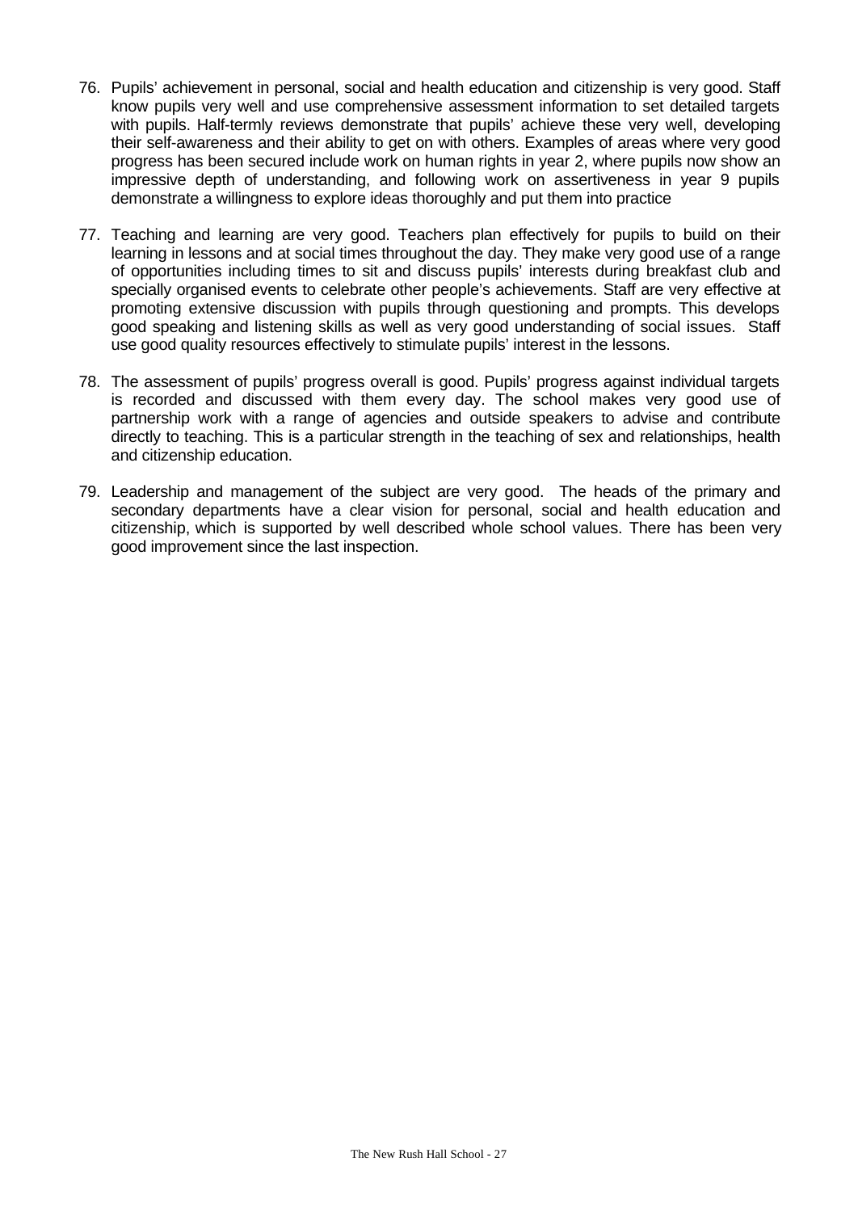76. Pupils' achievement in personal, social and health education and citizenship is very good. Staff know pupils very well and use comprehensive assessment information to set detailed targets with pupils. Half-termly reviews demonstrate that pupils' achieve these very well, developing their self-awareness and their ability to get on with others. Examples of areas where very good progress has been secured include work on human rights in year 2, where pupils now show an impressive depth of understanding, and following work on assertiveness in year 9 pupils demonstrate a willingness to explore ideas thoroughly and put them into practice

77. Teaching and learning are very good. Teachers plan effectively for pupils to build on their learning in lessons and at social times throughout the day. They make very good use of a range of opportunities including times to sit and discuss pupils' interests during breakfast club and specially organised events to celebrate other people's achievements. Staff are very effective at promoting extensive discussion with pupils through questioning and prompts. This develops good speaking and listening skills as well as very good understanding of social issues. Staff use good quality resources effectively to stimulate pupils' interest in the lessons.

78. The assessment of pupils' progress overall is good. Pupils' progress against individual targets is recorded and discussed with them every day. The school makes very good use of partnership work with a range of agencies and outside speakers to advise and contribute directly to teaching. This is a particular strength in the teaching of sex and relationships, health and citizenship education.

79. Leadership and management of the subject are very good. The heads of the primary and secondary departments have a clear vision for personal, social and health education and citizenship, which is supported by well described whole school values. There has been very good improvement since the last inspection.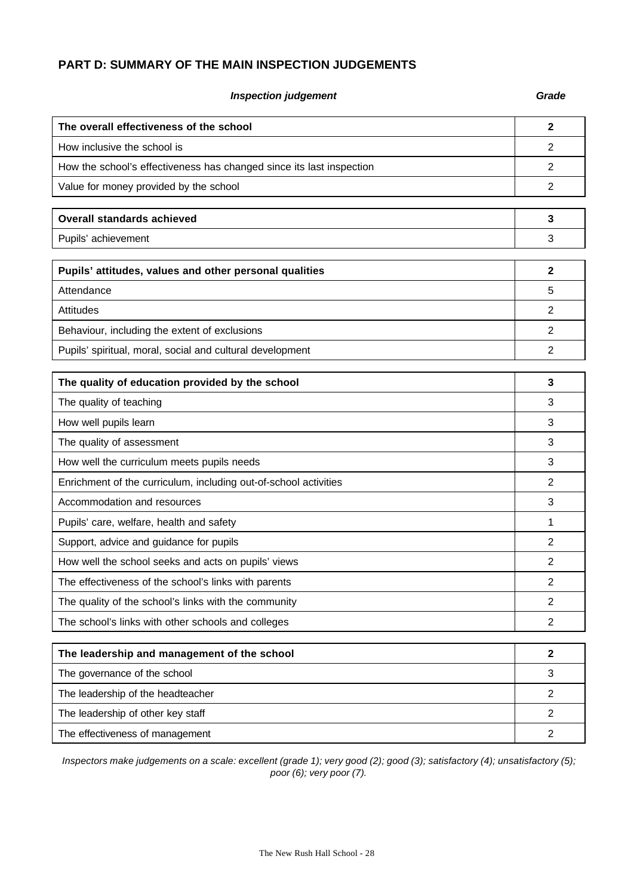## PART D: SUMMARY OF THE MAIN INSPECTION JUDGEMENTS

| *Inspection judgement* | *Grade* |
|---|---|
| **The overall effectiveness of the school** | **2** |
| How inclusive the school is | 2 |
| How the school's effectiveness has changed since its last inspection | 2 |
| Value for money provided by the school | 2 |
| **Overall standards achieved** | **3** |
| Pupils' achievement | 3 |
| **Pupils' attitudes, values and other personal qualities** | **2** |
| Attendance | 5 |
| Attitudes | 2 |
| Behaviour, including the extent of exclusions | 2 |
| Pupils' spiritual, moral, social and cultural development | 2 |
| **The quality of education provided by the school** | **3** |
| The quality of teaching | 3 |
| How well pupils learn | 3 |
| The quality of assessment | 3 |
| How well the curriculum meets pupils needs | 3 |
| Enrichment of the curriculum, including out-of-school activities | 2 |
| Accommodation and resources | 3 |
| Pupils' care, welfare, health and safety | 1 |
| Support, advice and guidance for pupils | 2 |
| How well the school seeks and acts on pupils' views | 2 |
| The effectiveness of the school's links with parents | 2 |
| The quality of the school's links with the community | 2 |
| The school's links with other schools and colleges | 2 |
| **The leadership and management of the school** | **2** |
| The governance of the school | 3 |
| The leadership of the headteacher | 2 |
| The leadership of other key staff | 2 |
| The effectiveness of management | 2 |

*Inspectors make judgements on a scale: excellent (grade 1); very good (2); good (3); satisfactory (4); unsatisfactory (5); poor (6); very poor (7).*